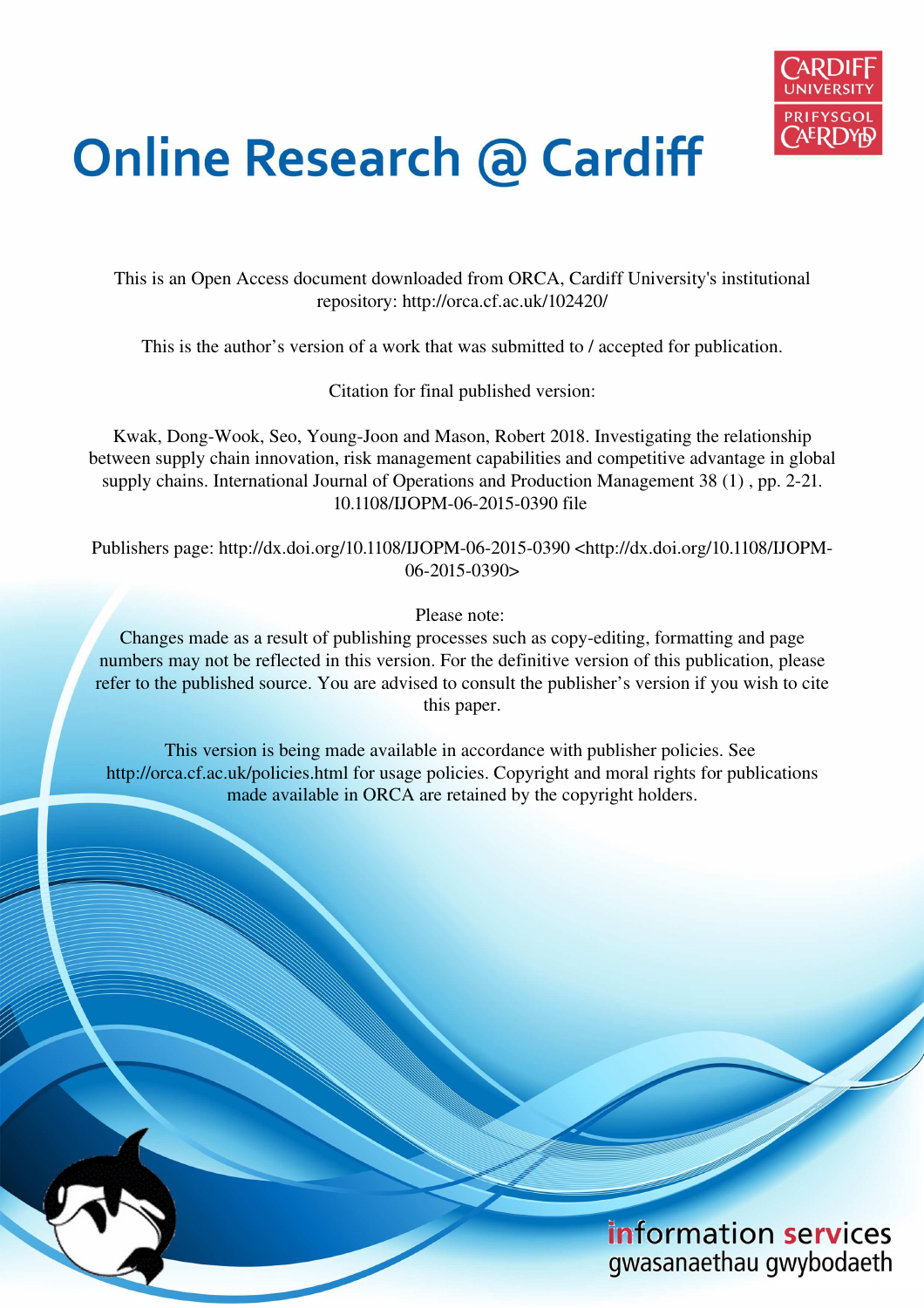# Online Research @ Cardiff

This is an Open Access document downloaded from ORCA, Cardiff University's institutional repository: http://orca.cf.ac.uk/102420/

This is the author's version of a work that was submitted to / accepted for publication.

Citation for final published version:

Kwak, Dong-Wook, Seo, Young-Joon and Mason, Robert 2018. Investigating the relationship between supply chain innovation, risk management capabilities and competitive advantage in global supply chains. International Journal of Operations and Production Management 38 (1) , pp. 2-21. 10.1108/IJOPM-06-2015-0390 file

Publishers page: http://dx.doi.org/10.1108/IJOPM-06-2015-0390 <http://dx.doi.org/10.1108/IJOPM-06-2015-0390>

Please note:
Changes made as a result of publishing processes such as copy-editing, formatting and page numbers may not be reflected in this version. For the definitive version of this publication, please refer to the published source. You are advised to consult the publisher's version if you wish to cite this paper.

This version is being made available in accordance with publisher policies. See http://orca.cf.ac.uk/policies.html for usage policies. Copyright and moral rights for publications made available in ORCA are retained by the copyright holders.

information services
gwasanaethau gwybodaeth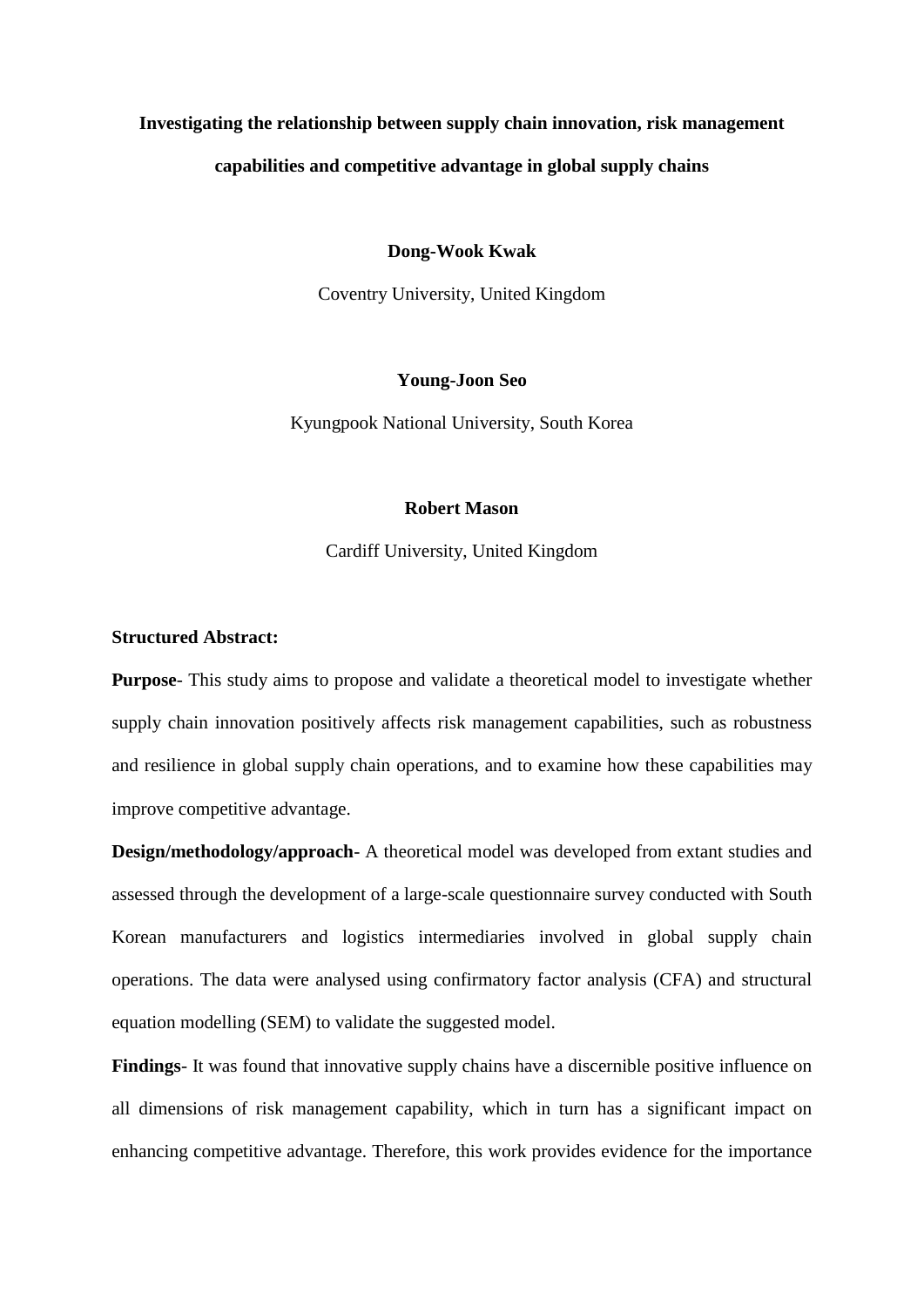# Investigating the relationship between supply chain innovation, risk management capabilities and competitive advantage in global supply chains

**Dong-Wook Kwak**

Coventry University, United Kingdom

**Young-Joon Seo**

Kyungpook National University, South Korea

**Robert Mason**

Cardiff University, United Kingdom

**Structured Abstract:**

**Purpose**- This study aims to propose and validate a theoretical model to investigate whether supply chain innovation positively affects risk management capabilities, such as robustness and resilience in global supply chain operations, and to examine how these capabilities may improve competitive advantage.

**Design/methodology/approach**- A theoretical model was developed from extant studies and assessed through the development of a large-scale questionnaire survey conducted with South Korean manufacturers and logistics intermediaries involved in global supply chain operations. The data were analysed using confirmatory factor analysis (CFA) and structural equation modelling (SEM) to validate the suggested model.

**Findings**- It was found that innovative supply chains have a discernible positive influence on all dimensions of risk management capability, which in turn has a significant impact on enhancing competitive advantage. Therefore, this work provides evidence for the importance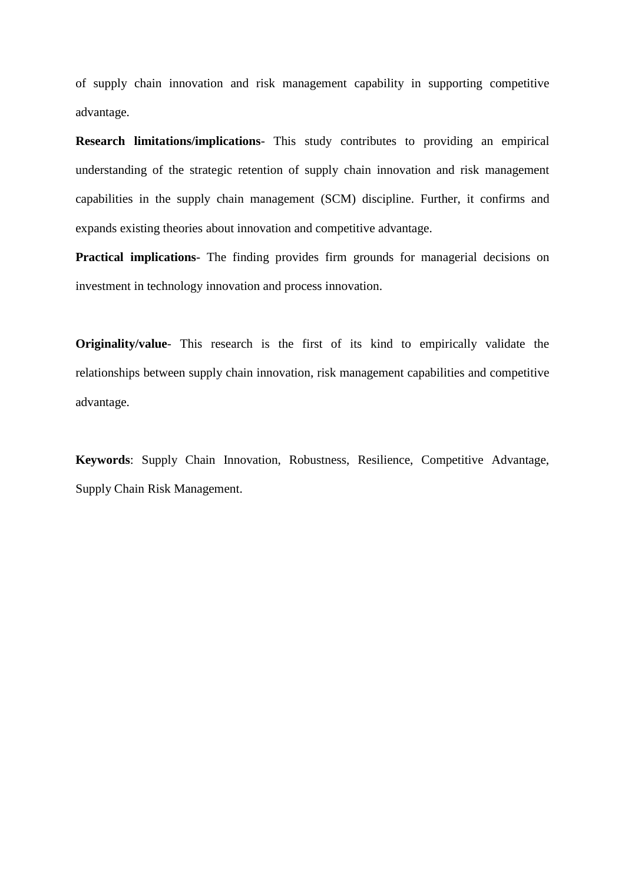of supply chain innovation and risk management capability in supporting competitive advantage.

**Research limitations/implications**- This study contributes to providing an empirical understanding of the strategic retention of supply chain innovation and risk management capabilities in the supply chain management (SCM) discipline. Further, it confirms and expands existing theories about innovation and competitive advantage.

**Practical implications**- The finding provides firm grounds for managerial decisions on investment in technology innovation and process innovation.

**Originality/value**- This research is the first of its kind to empirically validate the relationships between supply chain innovation, risk management capabilities and competitive advantage.

**Keywords**: Supply Chain Innovation, Robustness, Resilience, Competitive Advantage, Supply Chain Risk Management.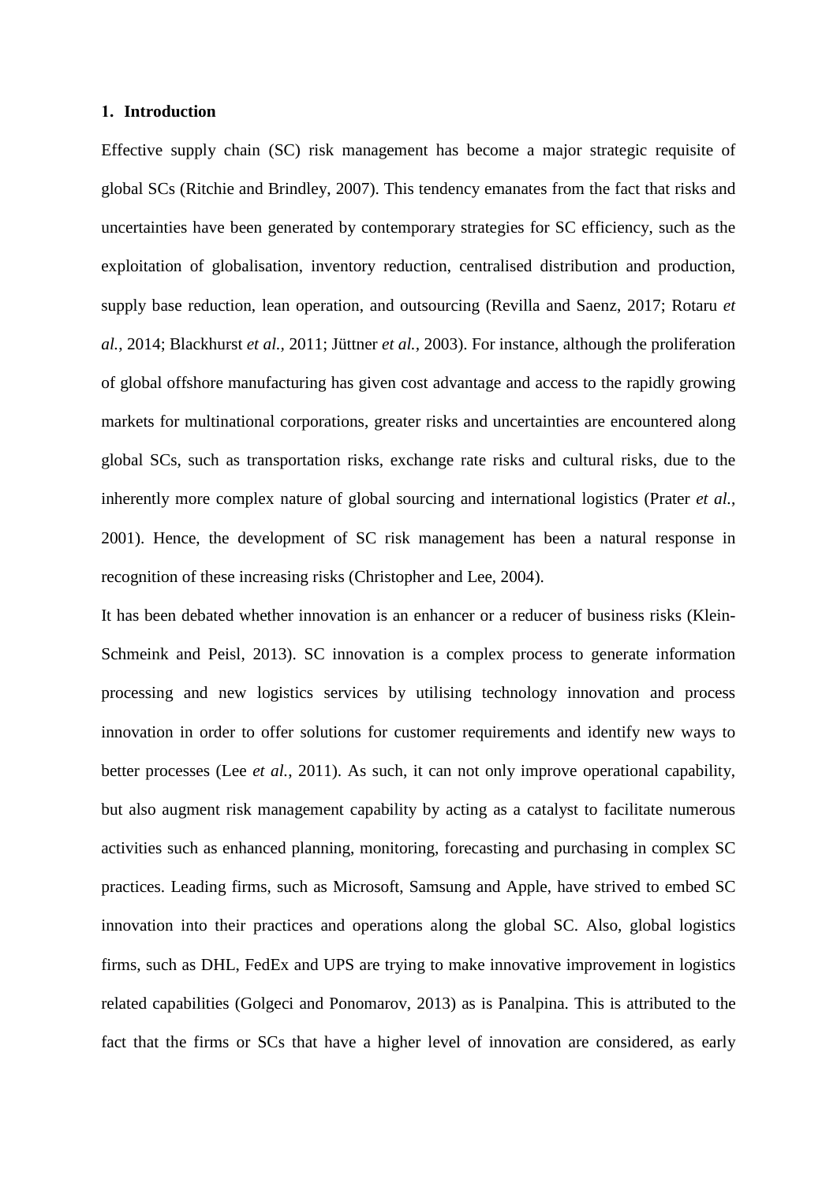## 1. Introduction

Effective supply chain (SC) risk management has become a major strategic requisite of global SCs (Ritchie and Brindley, 2007). This tendency emanates from the fact that risks and uncertainties have been generated by contemporary strategies for SC efficiency, such as the exploitation of globalisation, inventory reduction, centralised distribution and production, supply base reduction, lean operation, and outsourcing (Revilla and Saenz, 2017; Rotaru *et al.*, 2014; Blackhurst *et al.*, 2011; Jüttner *et al.*, 2003). For instance, although the proliferation of global offshore manufacturing has given cost advantage and access to the rapidly growing markets for multinational corporations, greater risks and uncertainties are encountered along global SCs, such as transportation risks, exchange rate risks and cultural risks, due to the inherently more complex nature of global sourcing and international logistics (Prater *et al.*, 2001). Hence, the development of SC risk management has been a natural response in recognition of these increasing risks (Christopher and Lee, 2004).

It has been debated whether innovation is an enhancer or a reducer of business risks (Klein-Schmeink and Peisl, 2013). SC innovation is a complex process to generate information processing and new logistics services by utilising technology innovation and process innovation in order to offer solutions for customer requirements and identify new ways to better processes (Lee *et al.*, 2011). As such, it can not only improve operational capability, but also augment risk management capability by acting as a catalyst to facilitate numerous activities such as enhanced planning, monitoring, forecasting and purchasing in complex SC practices. Leading firms, such as Microsoft, Samsung and Apple, have strived to embed SC innovation into their practices and operations along the global SC. Also, global logistics firms, such as DHL, FedEx and UPS are trying to make innovative improvement in logistics related capabilities (Golgeci and Ponomarov, 2013) as is Panalpina. This is attributed to the fact that the firms or SCs that have a higher level of innovation are considered, as early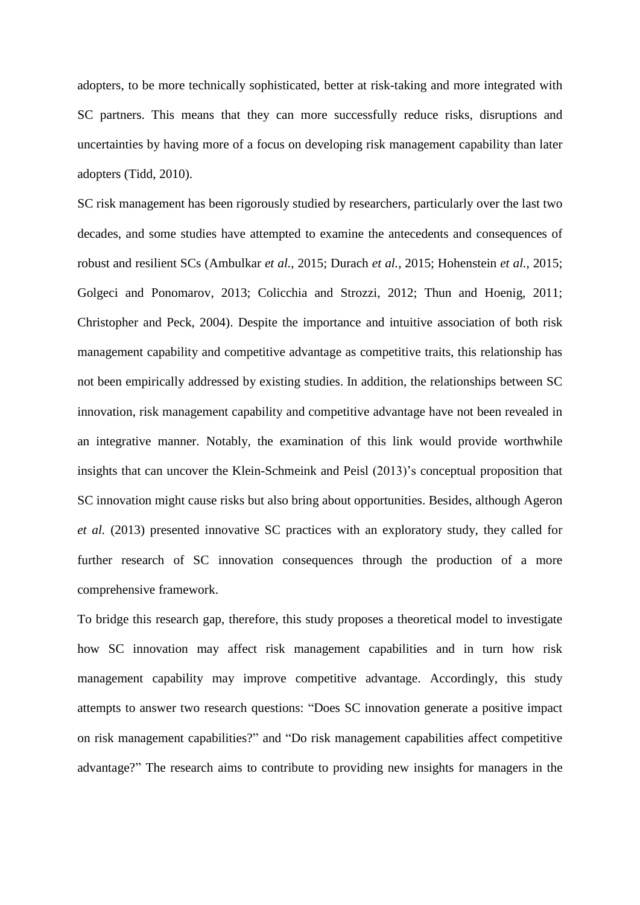adopters, to be more technically sophisticated, better at risk-taking and more integrated with SC partners. This means that they can more successfully reduce risks, disruptions and uncertainties by having more of a focus on developing risk management capability than later adopters (Tidd, 2010).

SC risk management has been rigorously studied by researchers, particularly over the last two decades, and some studies have attempted to examine the antecedents and consequences of robust and resilient SCs (Ambulkar *et al.*, 2015; Durach *et al.*, 2015; Hohenstein *et al.*, 2015; Golgeci and Ponomarov, 2013; Colicchia and Strozzi, 2012; Thun and Hoenig, 2011; Christopher and Peck, 2004). Despite the importance and intuitive association of both risk management capability and competitive advantage as competitive traits, this relationship has not been empirically addressed by existing studies. In addition, the relationships between SC innovation, risk management capability and competitive advantage have not been revealed in an integrative manner. Notably, the examination of this link would provide worthwhile insights that can uncover the Klein-Schmeink and Peisl (2013)'s conceptual proposition that SC innovation might cause risks but also bring about opportunities. Besides, although Ageron *et al.* (2013) presented innovative SC practices with an exploratory study, they called for further research of SC innovation consequences through the production of a more comprehensive framework.

To bridge this research gap, therefore, this study proposes a theoretical model to investigate how SC innovation may affect risk management capabilities and in turn how risk management capability may improve competitive advantage. Accordingly, this study attempts to answer two research questions: "Does SC innovation generate a positive impact on risk management capabilities?" and "Do risk management capabilities affect competitive advantage?" The research aims to contribute to providing new insights for managers in the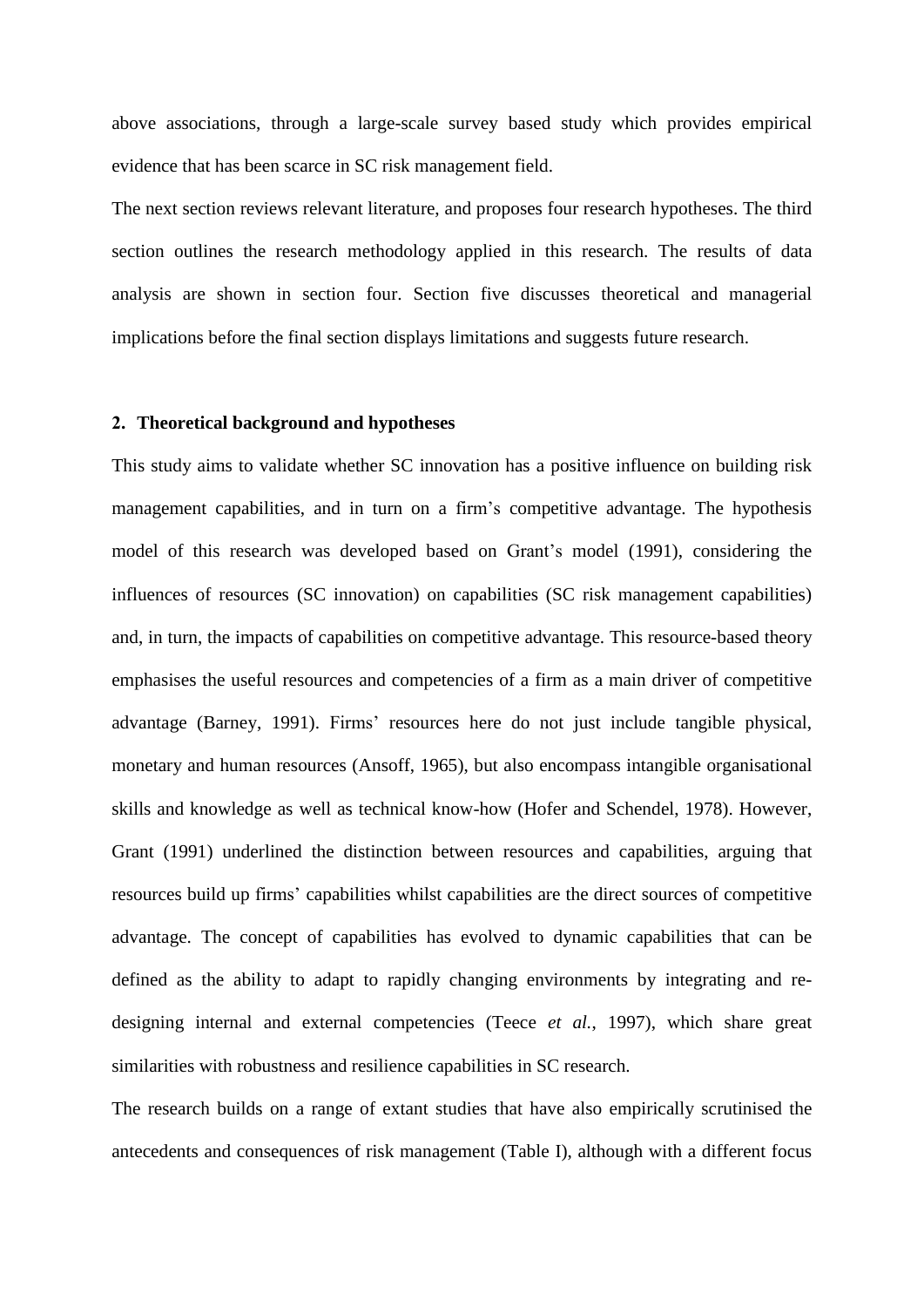above associations, through a large-scale survey based study which provides empirical evidence that has been scarce in SC risk management field.

The next section reviews relevant literature, and proposes four research hypotheses. The third section outlines the research methodology applied in this research. The results of data analysis are shown in section four. Section five discusses theoretical and managerial implications before the final section displays limitations and suggests future research.

## 2. Theoretical background and hypotheses

This study aims to validate whether SC innovation has a positive influence on building risk management capabilities, and in turn on a firm's competitive advantage. The hypothesis model of this research was developed based on Grant's model (1991), considering the influences of resources (SC innovation) on capabilities (SC risk management capabilities) and, in turn, the impacts of capabilities on competitive advantage. This resource-based theory emphasises the useful resources and competencies of a firm as a main driver of competitive advantage (Barney, 1991). Firms' resources here do not just include tangible physical, monetary and human resources (Ansoff, 1965), but also encompass intangible organisational skills and knowledge as well as technical know-how (Hofer and Schendel, 1978). However, Grant (1991) underlined the distinction between resources and capabilities, arguing that resources build up firms' capabilities whilst capabilities are the direct sources of competitive advantage. The concept of capabilities has evolved to dynamic capabilities that can be defined as the ability to adapt to rapidly changing environments by integrating and re-designing internal and external competencies (Teece *et al.*, 1997), which share great similarities with robustness and resilience capabilities in SC research.

The research builds on a range of extant studies that have also empirically scrutinised the antecedents and consequences of risk management (Table I), although with a different focus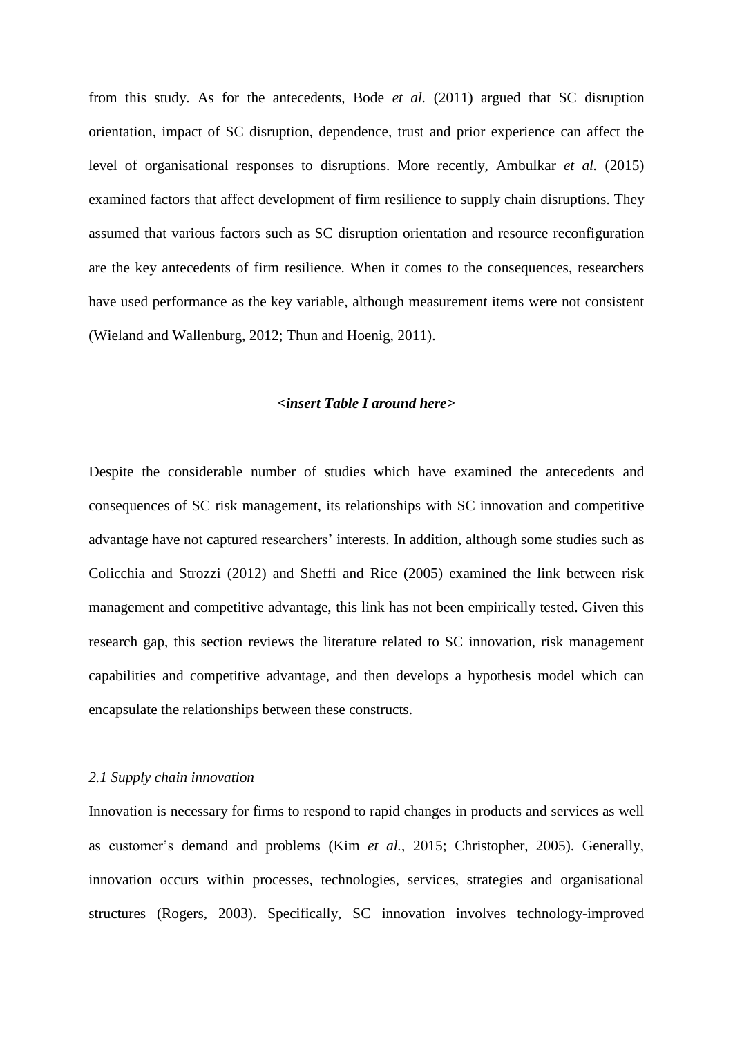from this study. As for the antecedents, Bode *et al.* (2011) argued that SC disruption orientation, impact of SC disruption, dependence, trust and prior experience can affect the level of organisational responses to disruptions. More recently, Ambulkar *et al.* (2015) examined factors that affect development of firm resilience to supply chain disruptions. They assumed that various factors such as SC disruption orientation and resource reconfiguration are the key antecedents of firm resilience. When it comes to the consequences, researchers have used performance as the key variable, although measurement items were not consistent (Wieland and Wallenburg, 2012; Thun and Hoenig, 2011).

***<insert Table I around here>***

Despite the considerable number of studies which have examined the antecedents and consequences of SC risk management, its relationships with SC innovation and competitive advantage have not captured researchers' interests. In addition, although some studies such as Colicchia and Strozzi (2012) and Sheffi and Rice (2005) examined the link between risk management and competitive advantage, this link has not been empirically tested. Given this research gap, this section reviews the literature related to SC innovation, risk management capabilities and competitive advantage, and then develops a hypothesis model which can encapsulate the relationships between these constructs.

### *2.1 Supply chain innovation*

Innovation is necessary for firms to respond to rapid changes in products and services as well as customer's demand and problems (Kim *et al.*, 2015; Christopher, 2005). Generally, innovation occurs within processes, technologies, services, strategies and organisational structures (Rogers, 2003). Specifically, SC innovation involves technology-improved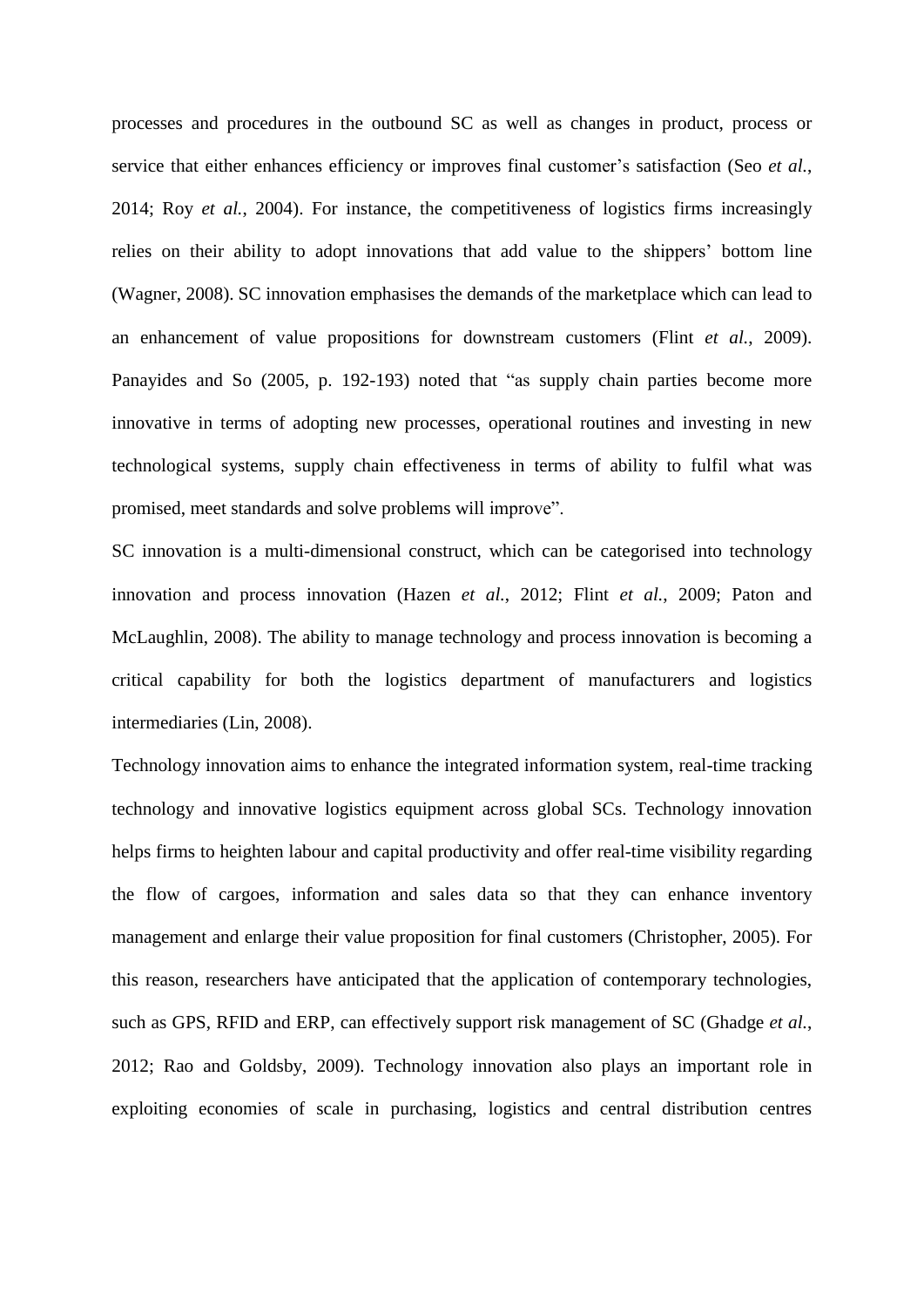processes and procedures in the outbound SC as well as changes in product, process or service that either enhances efficiency or improves final customer's satisfaction (Seo *et al.*, 2014; Roy *et al.*, 2004). For instance, the competitiveness of logistics firms increasingly relies on their ability to adopt innovations that add value to the shippers' bottom line (Wagner, 2008). SC innovation emphasises the demands of the marketplace which can lead to an enhancement of value propositions for downstream customers (Flint *et al.*, 2009). Panayides and So (2005, p. 192-193) noted that "as supply chain parties become more innovative in terms of adopting new processes, operational routines and investing in new technological systems, supply chain effectiveness in terms of ability to fulfil what was promised, meet standards and solve problems will improve".

SC innovation is a multi-dimensional construct, which can be categorised into technology innovation and process innovation (Hazen *et al.*, 2012; Flint *et al.*, 2009; Paton and McLaughlin, 2008). The ability to manage technology and process innovation is becoming a critical capability for both the logistics department of manufacturers and logistics intermediaries (Lin, 2008).

Technology innovation aims to enhance the integrated information system, real-time tracking technology and innovative logistics equipment across global SCs. Technology innovation helps firms to heighten labour and capital productivity and offer real-time visibility regarding the flow of cargoes, information and sales data so that they can enhance inventory management and enlarge their value proposition for final customers (Christopher, 2005). For this reason, researchers have anticipated that the application of contemporary technologies, such as GPS, RFID and ERP, can effectively support risk management of SC (Ghadge *et al.*, 2012; Rao and Goldsby, 2009). Technology innovation also plays an important role in exploiting economies of scale in purchasing, logistics and central distribution centres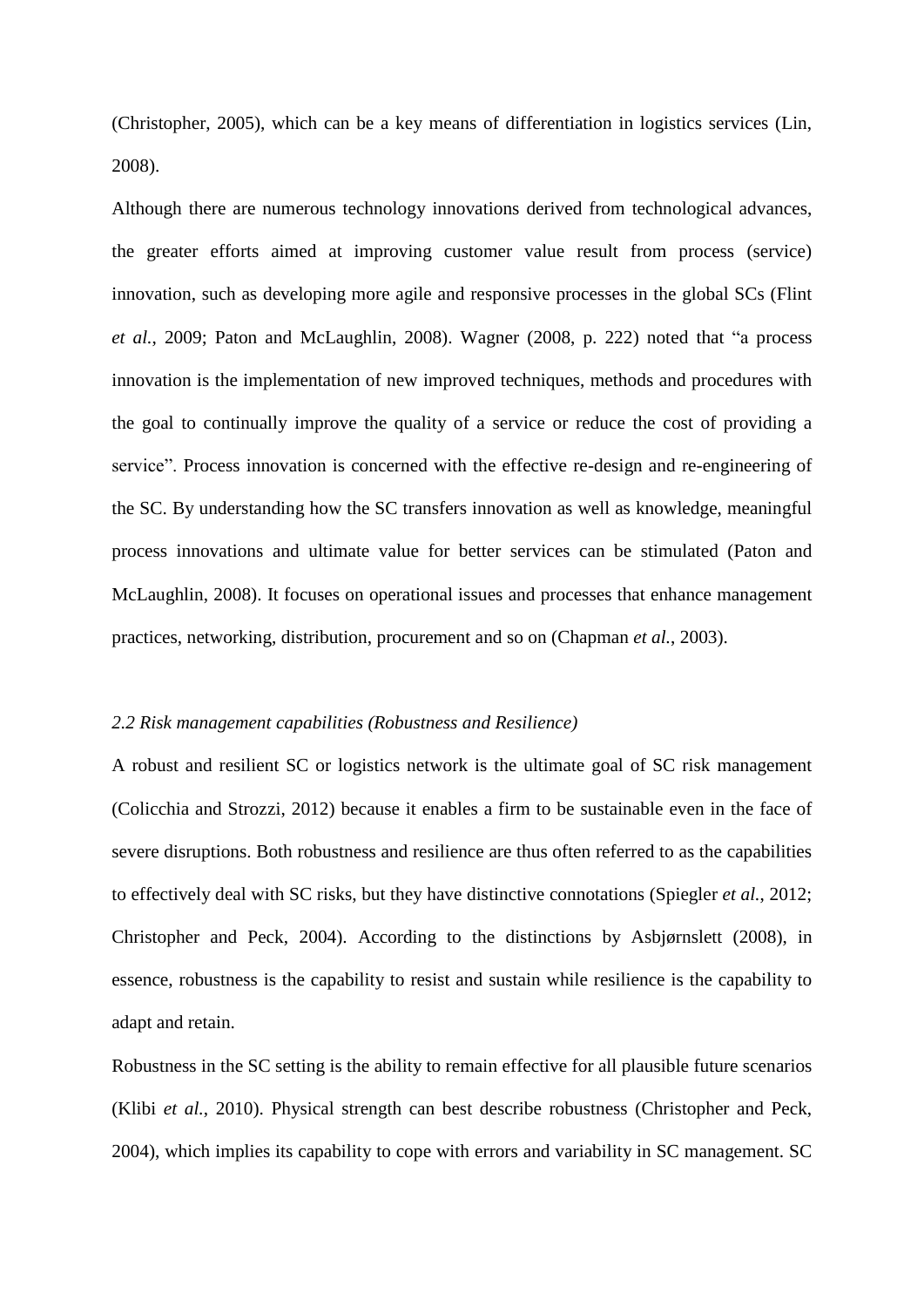(Christopher, 2005), which can be a key means of differentiation in logistics services (Lin, 2008).

Although there are numerous technology innovations derived from technological advances, the greater efforts aimed at improving customer value result from process (service) innovation, such as developing more agile and responsive processes in the global SCs (Flint *et al.*, 2009; Paton and McLaughlin, 2008). Wagner (2008, p. 222) noted that "a process innovation is the implementation of new improved techniques, methods and procedures with the goal to continually improve the quality of a service or reduce the cost of providing a service". Process innovation is concerned with the effective re-design and re-engineering of the SC. By understanding how the SC transfers innovation as well as knowledge, meaningful process innovations and ultimate value for better services can be stimulated (Paton and McLaughlin, 2008). It focuses on operational issues and processes that enhance management practices, networking, distribution, procurement and so on (Chapman *et al.*, 2003).

### *2.2 Risk management capabilities (Robustness and Resilience)*

A robust and resilient SC or logistics network is the ultimate goal of SC risk management (Colicchia and Strozzi, 2012) because it enables a firm to be sustainable even in the face of severe disruptions. Both robustness and resilience are thus often referred to as the capabilities to effectively deal with SC risks, but they have distinctive connotations (Spiegler *et al.*, 2012; Christopher and Peck, 2004). According to the distinctions by Asbjørnslett (2008), in essence, robustness is the capability to resist and sustain while resilience is the capability to adapt and retain.

Robustness in the SC setting is the ability to remain effective for all plausible future scenarios (Klibi *et al.*, 2010). Physical strength can best describe robustness (Christopher and Peck, 2004), which implies its capability to cope with errors and variability in SC management. SC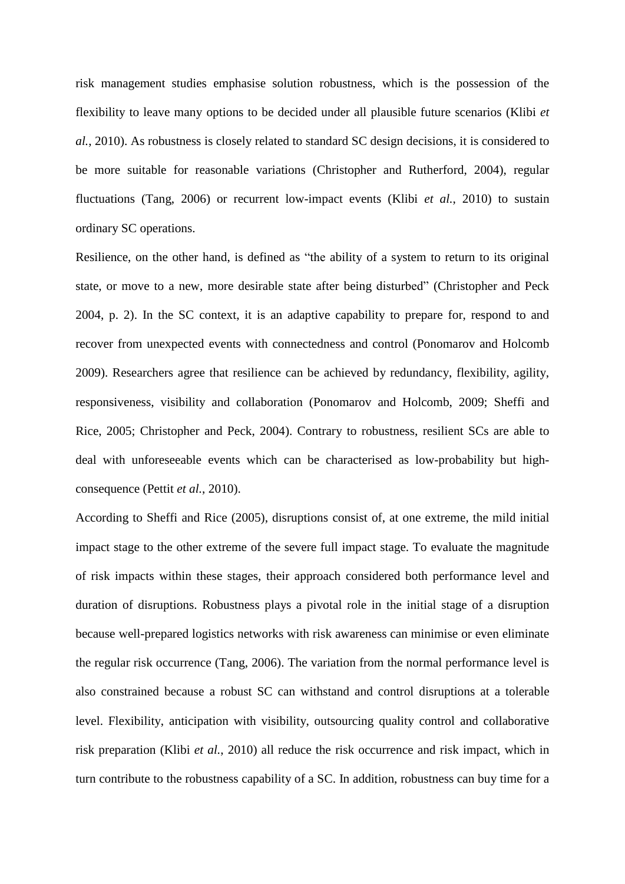risk management studies emphasise solution robustness, which is the possession of the flexibility to leave many options to be decided under all plausible future scenarios (Klibi *et al.*, 2010). As robustness is closely related to standard SC design decisions, it is considered to be more suitable for reasonable variations (Christopher and Rutherford, 2004), regular fluctuations (Tang, 2006) or recurrent low-impact events (Klibi *et al.*, 2010) to sustain ordinary SC operations.

Resilience, on the other hand, is defined as "the ability of a system to return to its original state, or move to a new, more desirable state after being disturbed" (Christopher and Peck 2004, p. 2). In the SC context, it is an adaptive capability to prepare for, respond to and recover from unexpected events with connectedness and control (Ponomarov and Holcomb 2009). Researchers agree that resilience can be achieved by redundancy, flexibility, agility, responsiveness, visibility and collaboration (Ponomarov and Holcomb, 2009; Sheffi and Rice, 2005; Christopher and Peck, 2004). Contrary to robustness, resilient SCs are able to deal with unforeseeable events which can be characterised as low-probability but high-consequence (Pettit *et al.*, 2010).

According to Sheffi and Rice (2005), disruptions consist of, at one extreme, the mild initial impact stage to the other extreme of the severe full impact stage. To evaluate the magnitude of risk impacts within these stages, their approach considered both performance level and duration of disruptions. Robustness plays a pivotal role in the initial stage of a disruption because well-prepared logistics networks with risk awareness can minimise or even eliminate the regular risk occurrence (Tang, 2006). The variation from the normal performance level is also constrained because a robust SC can withstand and control disruptions at a tolerable level. Flexibility, anticipation with visibility, outsourcing quality control and collaborative risk preparation (Klibi *et al.*, 2010) all reduce the risk occurrence and risk impact, which in turn contribute to the robustness capability of a SC. In addition, robustness can buy time for a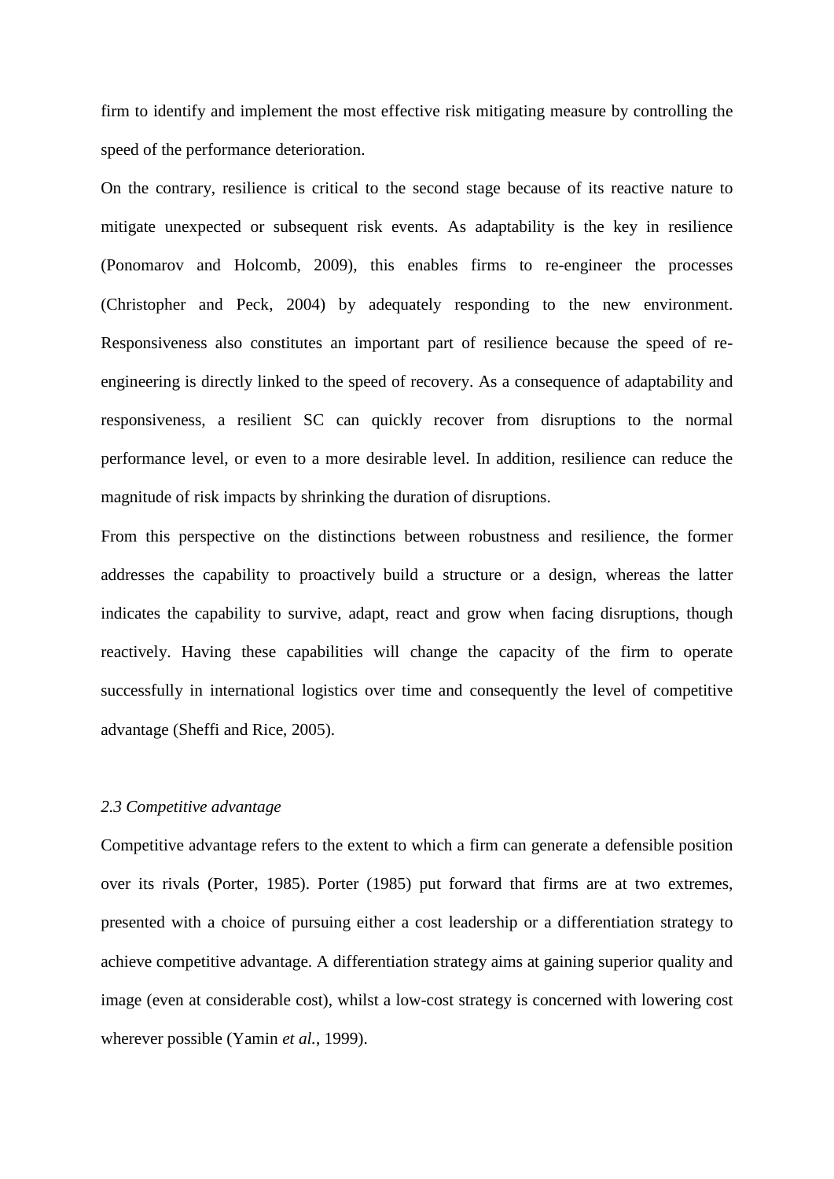firm to identify and implement the most effective risk mitigating measure by controlling the speed of the performance deterioration.

On the contrary, resilience is critical to the second stage because of its reactive nature to mitigate unexpected or subsequent risk events. As adaptability is the key in resilience (Ponomarov and Holcomb, 2009), this enables firms to re-engineer the processes (Christopher and Peck, 2004) by adequately responding to the new environment. Responsiveness also constitutes an important part of resilience because the speed of re-engineering is directly linked to the speed of recovery. As a consequence of adaptability and responsiveness, a resilient SC can quickly recover from disruptions to the normal performance level, or even to a more desirable level. In addition, resilience can reduce the magnitude of risk impacts by shrinking the duration of disruptions.

From this perspective on the distinctions between robustness and resilience, the former addresses the capability to proactively build a structure or a design, whereas the latter indicates the capability to survive, adapt, react and grow when facing disruptions, though reactively. Having these capabilities will change the capacity of the firm to operate successfully in international logistics over time and consequently the level of competitive advantage (Sheffi and Rice, 2005).

### *2.3 Competitive advantage*

Competitive advantage refers to the extent to which a firm can generate a defensible position over its rivals (Porter, 1985). Porter (1985) put forward that firms are at two extremes, presented with a choice of pursuing either a cost leadership or a differentiation strategy to achieve competitive advantage. A differentiation strategy aims at gaining superior quality and image (even at considerable cost), whilst a low-cost strategy is concerned with lowering cost wherever possible (Yamin *et al.*, 1999).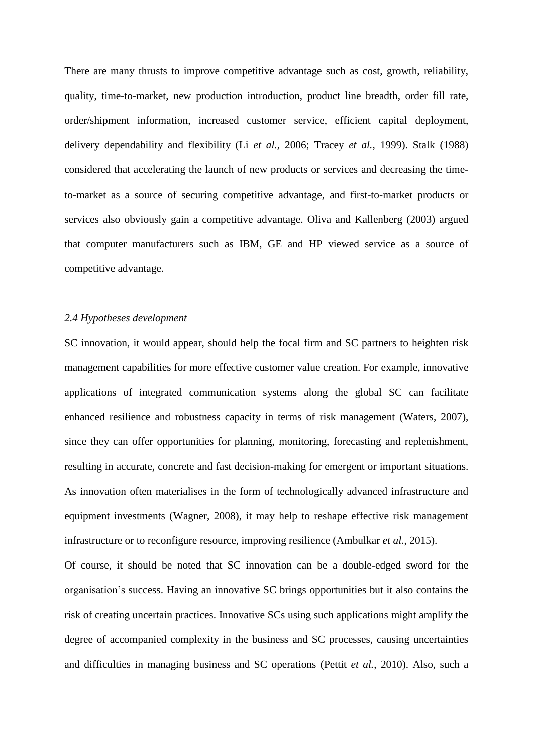There are many thrusts to improve competitive advantage such as cost, growth, reliability, quality, time-to-market, new production introduction, product line breadth, order fill rate, order/shipment information, increased customer service, efficient capital deployment, delivery dependability and flexibility (Li *et al.*, 2006; Tracey *et al.*, 1999). Stalk (1988) considered that accelerating the launch of new products or services and decreasing the time-to-market as a source of securing competitive advantage, and first-to-market products or services also obviously gain a competitive advantage. Oliva and Kallenberg (2003) argued that computer manufacturers such as IBM, GE and HP viewed service as a source of competitive advantage.

### *2.4 Hypotheses development*

SC innovation, it would appear, should help the focal firm and SC partners to heighten risk management capabilities for more effective customer value creation. For example, innovative applications of integrated communication systems along the global SC can facilitate enhanced resilience and robustness capacity in terms of risk management (Waters, 2007), since they can offer opportunities for planning, monitoring, forecasting and replenishment, resulting in accurate, concrete and fast decision-making for emergent or important situations. As innovation often materialises in the form of technologically advanced infrastructure and equipment investments (Wagner, 2008), it may help to reshape effective risk management infrastructure or to reconfigure resource, improving resilience (Ambulkar *et al.*, 2015).

Of course, it should be noted that SC innovation can be a double-edged sword for the organisation's success. Having an innovative SC brings opportunities but it also contains the risk of creating uncertain practices. Innovative SCs using such applications might amplify the degree of accompanied complexity in the business and SC processes, causing uncertainties and difficulties in managing business and SC operations (Pettit *et al.*, 2010). Also, such a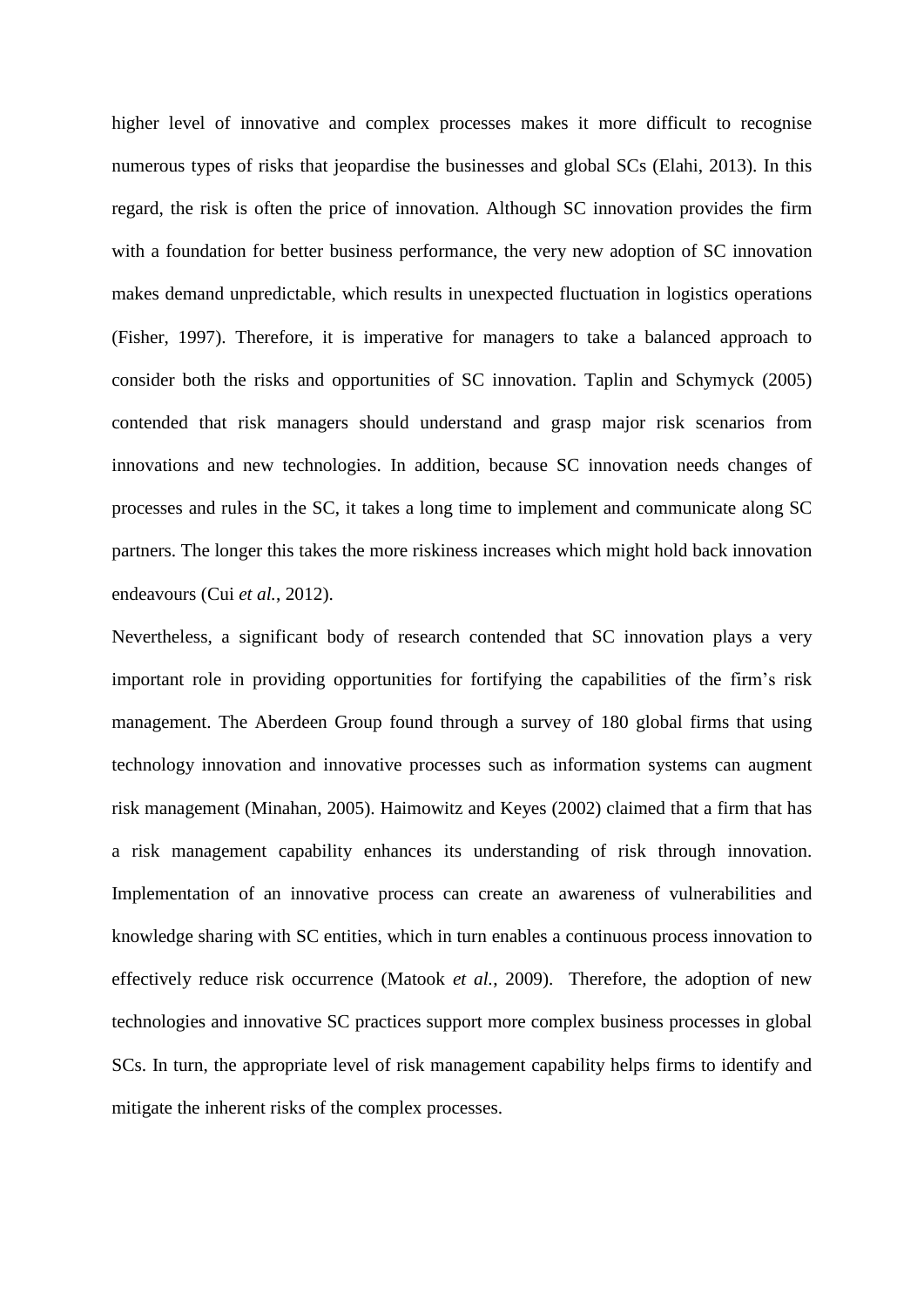higher level of innovative and complex processes makes it more difficult to recognise numerous types of risks that jeopardise the businesses and global SCs (Elahi, 2013). In this regard, the risk is often the price of innovation. Although SC innovation provides the firm with a foundation for better business performance, the very new adoption of SC innovation makes demand unpredictable, which results in unexpected fluctuation in logistics operations (Fisher, 1997). Therefore, it is imperative for managers to take a balanced approach to consider both the risks and opportunities of SC innovation. Taplin and Schymyck (2005) contended that risk managers should understand and grasp major risk scenarios from innovations and new technologies. In addition, because SC innovation needs changes of processes and rules in the SC, it takes a long time to implement and communicate along SC partners. The longer this takes the more riskiness increases which might hold back innovation endeavours (Cui *et al.*, 2012).

Nevertheless, a significant body of research contended that SC innovation plays a very important role in providing opportunities for fortifying the capabilities of the firm's risk management. The Aberdeen Group found through a survey of 180 global firms that using technology innovation and innovative processes such as information systems can augment risk management (Minahan, 2005). Haimowitz and Keyes (2002) claimed that a firm that has a risk management capability enhances its understanding of risk through innovation. Implementation of an innovative process can create an awareness of vulnerabilities and knowledge sharing with SC entities, which in turn enables a continuous process innovation to effectively reduce risk occurrence (Matook *et al.*, 2009). Therefore, the adoption of new technologies and innovative SC practices support more complex business processes in global SCs. In turn, the appropriate level of risk management capability helps firms to identify and mitigate the inherent risks of the complex processes.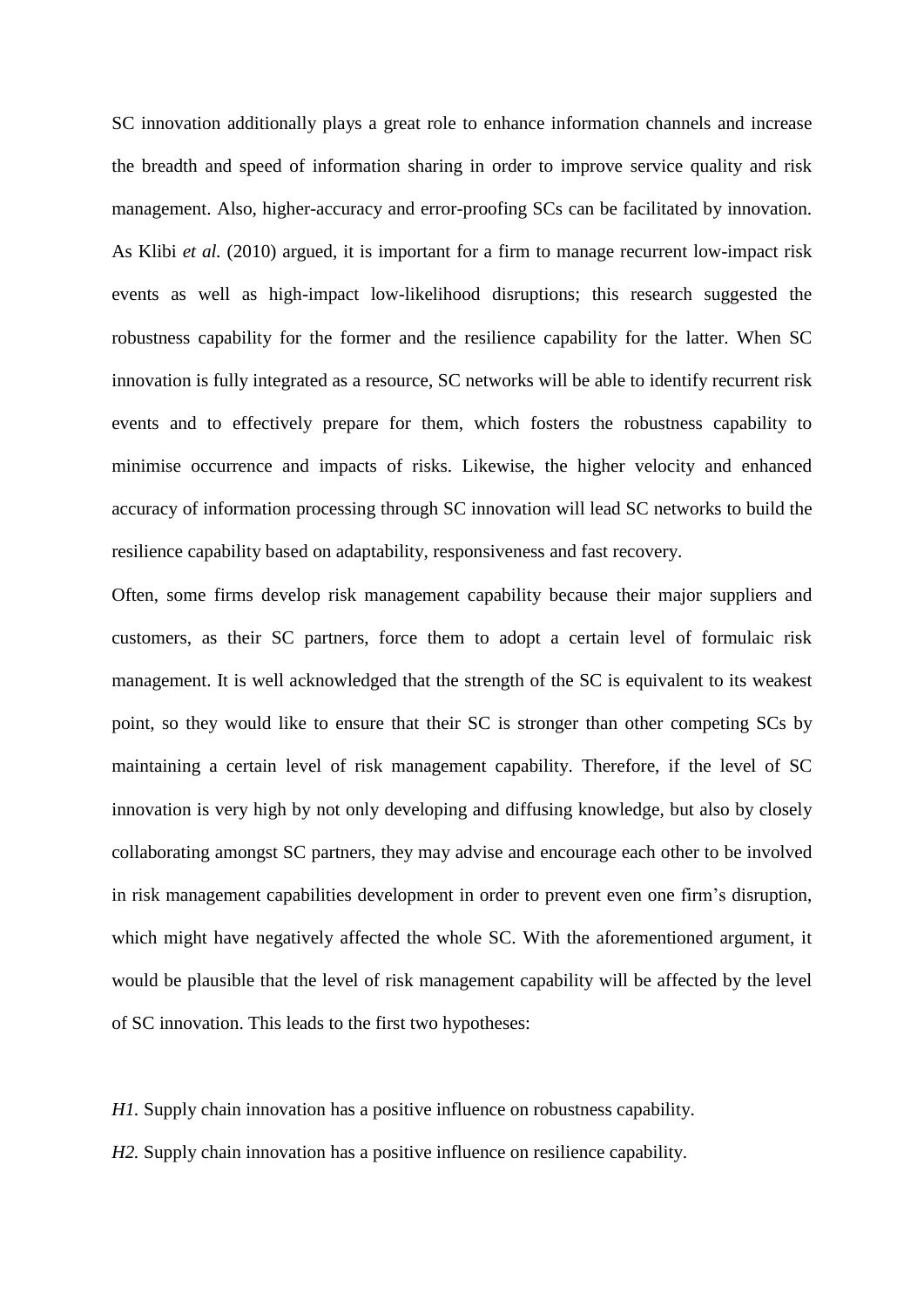SC innovation additionally plays a great role to enhance information channels and increase the breadth and speed of information sharing in order to improve service quality and risk management. Also, higher-accuracy and error-proofing SCs can be facilitated by innovation. As Klibi *et al.* (2010) argued, it is important for a firm to manage recurrent low-impact risk events as well as high-impact low-likelihood disruptions; this research suggested the robustness capability for the former and the resilience capability for the latter. When SC innovation is fully integrated as a resource, SC networks will be able to identify recurrent risk events and to effectively prepare for them, which fosters the robustness capability to minimise occurrence and impacts of risks. Likewise, the higher velocity and enhanced accuracy of information processing through SC innovation will lead SC networks to build the resilience capability based on adaptability, responsiveness and fast recovery.

Often, some firms develop risk management capability because their major suppliers and customers, as their SC partners, force them to adopt a certain level of formulaic risk management. It is well acknowledged that the strength of the SC is equivalent to its weakest point, so they would like to ensure that their SC is stronger than other competing SCs by maintaining a certain level of risk management capability. Therefore, if the level of SC innovation is very high by not only developing and diffusing knowledge, but also by closely collaborating amongst SC partners, they may advise and encourage each other to be involved in risk management capabilities development in order to prevent even one firm's disruption, which might have negatively affected the whole SC. With the aforementioned argument, it would be plausible that the level of risk management capability will be affected by the level of SC innovation. This leads to the first two hypotheses:

*H1.* Supply chain innovation has a positive influence on robustness capability.

*H2.* Supply chain innovation has a positive influence on resilience capability.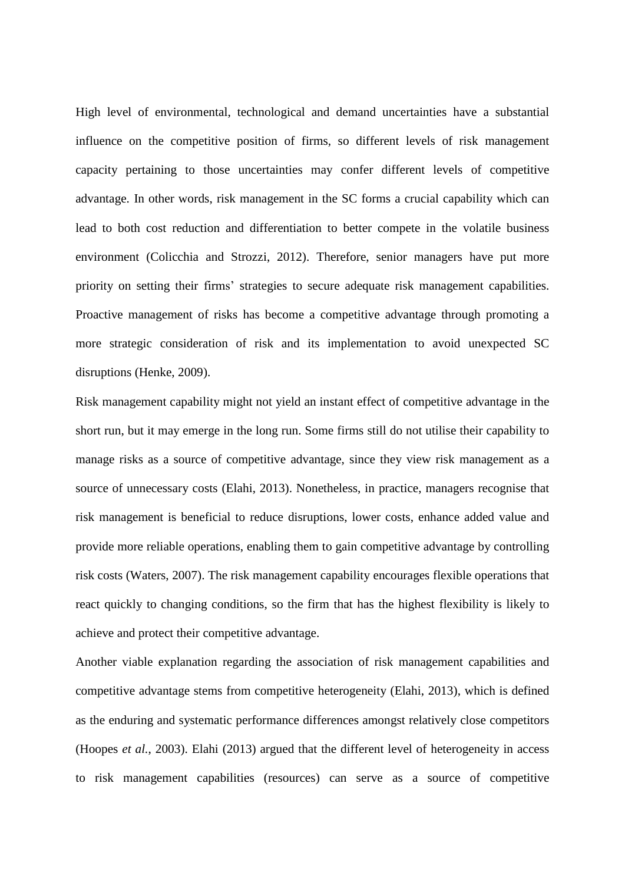High level of environmental, technological and demand uncertainties have a substantial influence on the competitive position of firms, so different levels of risk management capacity pertaining to those uncertainties may confer different levels of competitive advantage. In other words, risk management in the SC forms a crucial capability which can lead to both cost reduction and differentiation to better compete in the volatile business environment (Colicchia and Strozzi, 2012). Therefore, senior managers have put more priority on setting their firms' strategies to secure adequate risk management capabilities. Proactive management of risks has become a competitive advantage through promoting a more strategic consideration of risk and its implementation to avoid unexpected SC disruptions (Henke, 2009).

Risk management capability might not yield an instant effect of competitive advantage in the short run, but it may emerge in the long run. Some firms still do not utilise their capability to manage risks as a source of competitive advantage, since they view risk management as a source of unnecessary costs (Elahi, 2013). Nonetheless, in practice, managers recognise that risk management is beneficial to reduce disruptions, lower costs, enhance added value and provide more reliable operations, enabling them to gain competitive advantage by controlling risk costs (Waters, 2007). The risk management capability encourages flexible operations that react quickly to changing conditions, so the firm that has the highest flexibility is likely to achieve and protect their competitive advantage.

Another viable explanation regarding the association of risk management capabilities and competitive advantage stems from competitive heterogeneity (Elahi, 2013), which is defined as the enduring and systematic performance differences amongst relatively close competitors (Hoopes *et al.*, 2003). Elahi (2013) argued that the different level of heterogeneity in access to risk management capabilities (resources) can serve as a source of competitive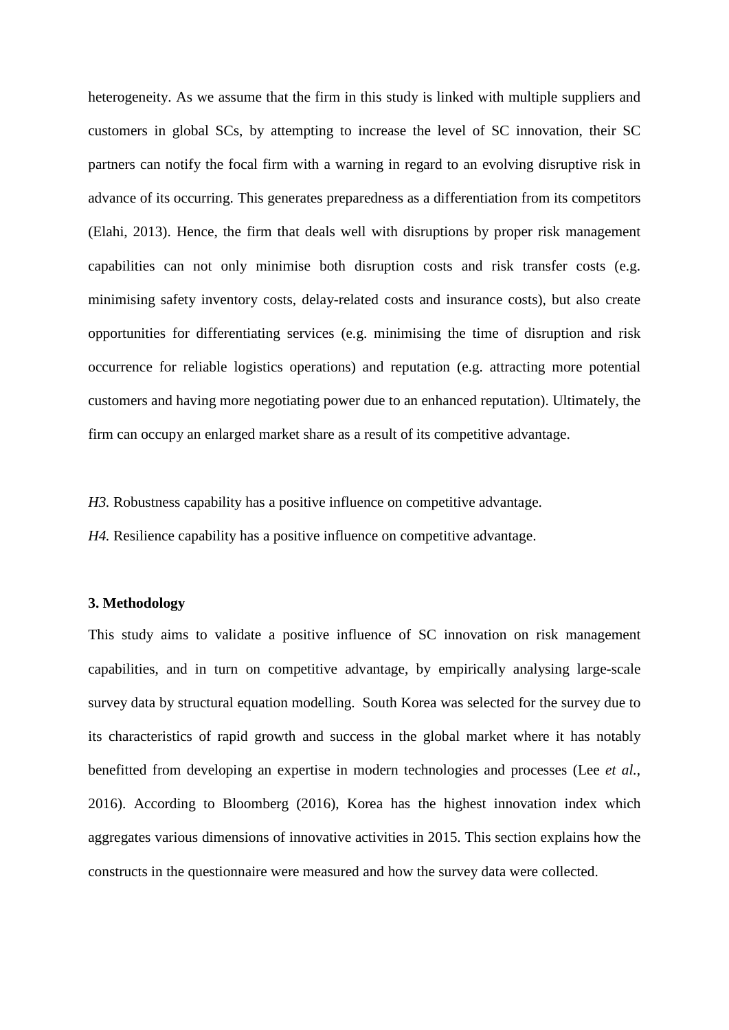heterogeneity. As we assume that the firm in this study is linked with multiple suppliers and customers in global SCs, by attempting to increase the level of SC innovation, their SC partners can notify the focal firm with a warning in regard to an evolving disruptive risk in advance of its occurring. This generates preparedness as a differentiation from its competitors (Elahi, 2013). Hence, the firm that deals well with disruptions by proper risk management capabilities can not only minimise both disruption costs and risk transfer costs (e.g. minimising safety inventory costs, delay-related costs and insurance costs), but also create opportunities for differentiating services (e.g. minimising the time of disruption and risk occurrence for reliable logistics operations) and reputation (e.g. attracting more potential customers and having more negotiating power due to an enhanced reputation). Ultimately, the firm can occupy an enlarged market share as a result of its competitive advantage.

*H3.* Robustness capability has a positive influence on competitive advantage.

*H4.* Resilience capability has a positive influence on competitive advantage.

## 3. Methodology

This study aims to validate a positive influence of SC innovation on risk management capabilities, and in turn on competitive advantage, by empirically analysing large-scale survey data by structural equation modelling. South Korea was selected for the survey due to its characteristics of rapid growth and success in the global market where it has notably benefitted from developing an expertise in modern technologies and processes (Lee *et al.*, 2016). According to Bloomberg (2016), Korea has the highest innovation index which aggregates various dimensions of innovative activities in 2015. This section explains how the constructs in the questionnaire were measured and how the survey data were collected.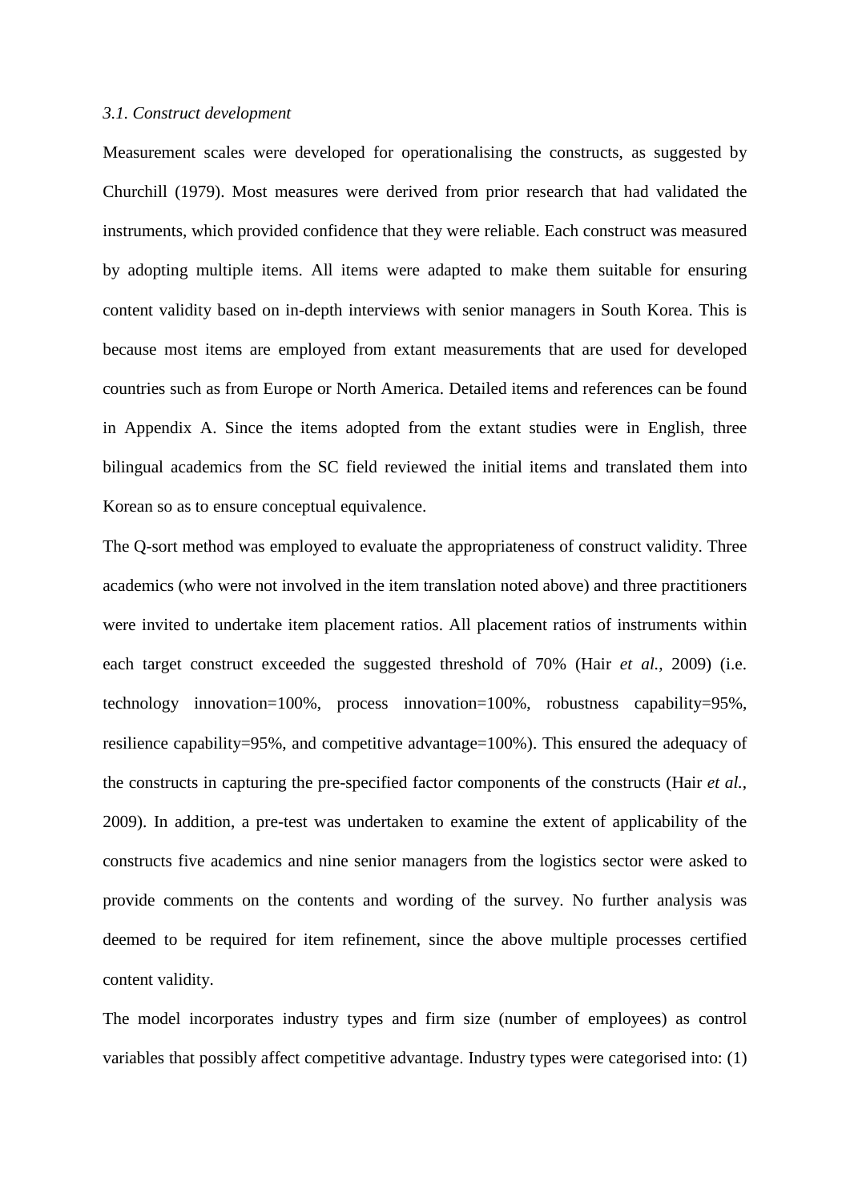### *3.1. Construct development*

Measurement scales were developed for operationalising the constructs, as suggested by Churchill (1979). Most measures were derived from prior research that had validated the instruments, which provided confidence that they were reliable. Each construct was measured by adopting multiple items. All items were adapted to make them suitable for ensuring content validity based on in-depth interviews with senior managers in South Korea. This is because most items are employed from extant measurements that are used for developed countries such as from Europe or North America. Detailed items and references can be found in Appendix A. Since the items adopted from the extant studies were in English, three bilingual academics from the SC field reviewed the initial items and translated them into Korean so as to ensure conceptual equivalence.

The Q-sort method was employed to evaluate the appropriateness of construct validity. Three academics (who were not involved in the item translation noted above) and three practitioners were invited to undertake item placement ratios. All placement ratios of instruments within each target construct exceeded the suggested threshold of 70% (Hair *et al.*, 2009) (i.e. technology innovation=100%, process innovation=100%, robustness capability=95%, resilience capability=95%, and competitive advantage=100%). This ensured the adequacy of the constructs in capturing the pre-specified factor components of the constructs (Hair *et al.*, 2009). In addition, a pre-test was undertaken to examine the extent of applicability of the constructs five academics and nine senior managers from the logistics sector were asked to provide comments on the contents and wording of the survey. No further analysis was deemed to be required for item refinement, since the above multiple processes certified content validity.

The model incorporates industry types and firm size (number of employees) as control variables that possibly affect competitive advantage. Industry types were categorised into: (1)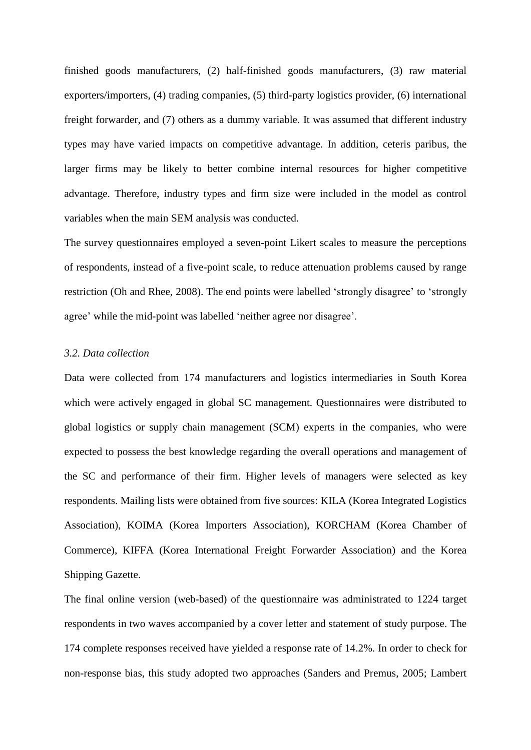finished goods manufacturers, (2) half-finished goods manufacturers, (3) raw material exporters/importers, (4) trading companies, (5) third-party logistics provider, (6) international freight forwarder, and (7) others as a dummy variable. It was assumed that different industry types may have varied impacts on competitive advantage. In addition, ceteris paribus, the larger firms may be likely to better combine internal resources for higher competitive advantage. Therefore, industry types and firm size were included in the model as control variables when the main SEM analysis was conducted.

The survey questionnaires employed a seven-point Likert scales to measure the perceptions of respondents, instead of a five-point scale, to reduce attenuation problems caused by range restriction (Oh and Rhee, 2008). The end points were labelled 'strongly disagree' to 'strongly agree' while the mid-point was labelled 'neither agree nor disagree'.

### *3.2. Data collection*

Data were collected from 174 manufacturers and logistics intermediaries in South Korea which were actively engaged in global SC management. Questionnaires were distributed to global logistics or supply chain management (SCM) experts in the companies, who were expected to possess the best knowledge regarding the overall operations and management of the SC and performance of their firm. Higher levels of managers were selected as key respondents. Mailing lists were obtained from five sources: KILA (Korea Integrated Logistics Association), KOIMA (Korea Importers Association), KORCHAM (Korea Chamber of Commerce), KIFFA (Korea International Freight Forwarder Association) and the Korea Shipping Gazette.

The final online version (web-based) of the questionnaire was administrated to 1224 target respondents in two waves accompanied by a cover letter and statement of study purpose. The 174 complete responses received have yielded a response rate of 14.2%. In order to check for non-response bias, this study adopted two approaches (Sanders and Premus, 2005; Lambert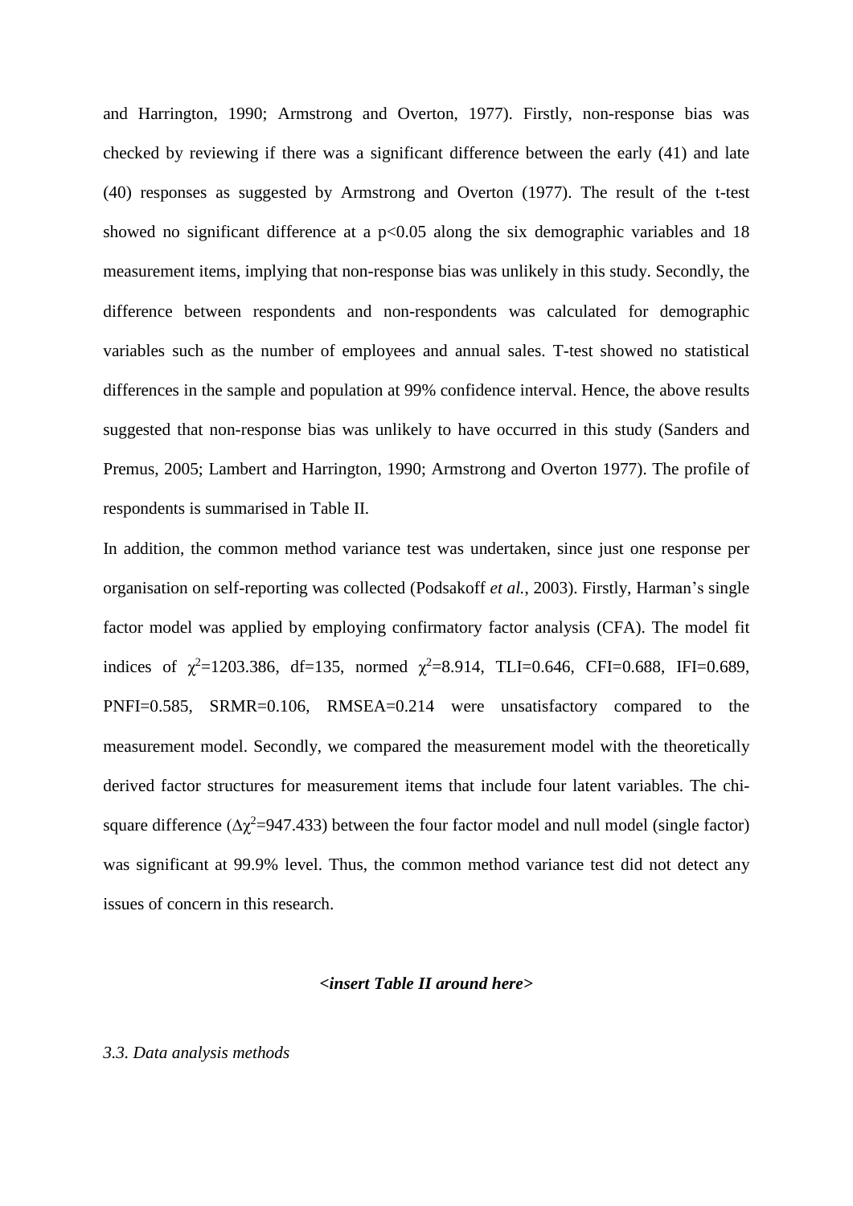and Harrington, 1990; Armstrong and Overton, 1977). Firstly, non-response bias was checked by reviewing if there was a significant difference between the early (41) and late (40) responses as suggested by Armstrong and Overton (1977). The result of the t-test showed no significant difference at a $p<0.05$ along the six demographic variables and 18 measurement items, implying that non-response bias was unlikely in this study. Secondly, the difference between respondents and non-respondents was calculated for demographic variables such as the number of employees and annual sales. T-test showed no statistical differences in the sample and population at 99% confidence interval. Hence, the above results suggested that non-response bias was unlikely to have occurred in this study (Sanders and Premus, 2005; Lambert and Harrington, 1990; Armstrong and Overton 1977). The profile of respondents is summarised in Table II.

In addition, the common method variance test was undertaken, since just one response per organisation on self-reporting was collected (Podsakoff *et al.*, 2003). Firstly, Harman's single factor model was applied by employing confirmatory factor analysis (CFA). The model fit indices of $\chi^2$=1203.386, df=135, normed $\chi^2$=8.914, TLI=0.646, CFI=0.688, IFI=0.689, PNFI=0.585, SRMR=0.106, RMSEA=0.214 were unsatisfactory compared to the measurement model. Secondly, we compared the measurement model with the theoretically derived factor structures for measurement items that include four latent variables. The chi-square difference ($\Delta\chi^2$=947.433) between the four factor model and null model (single factor) was significant at 99.9% level. Thus, the common method variance test did not detect any issues of concern in this research.

***<insert Table II around here>***

*3.3. Data analysis methods*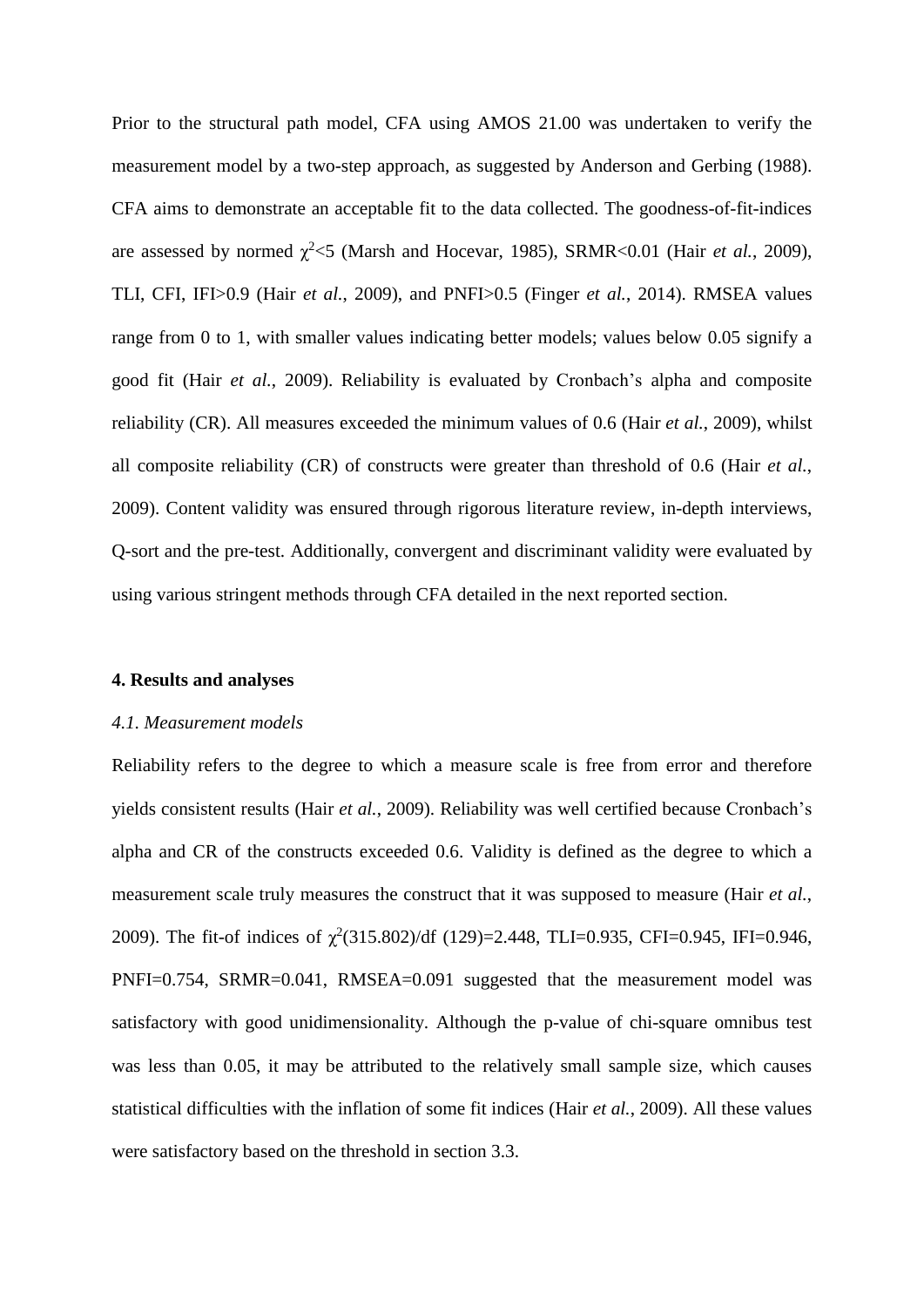Prior to the structural path model, CFA using AMOS 21.00 was undertaken to verify the measurement model by a two-step approach, as suggested by Anderson and Gerbing (1988). CFA aims to demonstrate an acceptable fit to the data collected. The goodness-of-fit-indices are assessed by normed $\chi^2$<5 (Marsh and Hocevar, 1985), SRMR<0.01 (Hair *et al.*, 2009), TLI, CFI, IFI>0.9 (Hair *et al.*, 2009), and PNFI>0.5 (Finger *et al.*, 2014). RMSEA values range from 0 to 1, with smaller values indicating better models; values below 0.05 signify a good fit (Hair *et al.*, 2009). Reliability is evaluated by Cronbach's alpha and composite reliability (CR). All measures exceeded the minimum values of 0.6 (Hair *et al.*, 2009), whilst all composite reliability (CR) of constructs were greater than threshold of 0.6 (Hair *et al.*, 2009). Content validity was ensured through rigorous literature review, in-depth interviews, Q-sort and the pre-test. Additionally, convergent and discriminant validity were evaluated by using various stringent methods through CFA detailed in the next reported section.

## 4. Results and analyses

### *4.1. Measurement models*

Reliability refers to the degree to which a measure scale is free from error and therefore yields consistent results (Hair *et al.*, 2009). Reliability was well certified because Cronbach's alpha and CR of the constructs exceeded 0.6. Validity is defined as the degree to which a measurement scale truly measures the construct that it was supposed to measure (Hair *et al.*, 2009). The fit-of indices of $\chi^2$(315.802)/df (129)=2.448, TLI=0.935, CFI=0.945, IFI=0.946, PNFI=0.754, SRMR=0.041, RMSEA=0.091 suggested that the measurement model was satisfactory with good unidimensionality. Although the p-value of chi-square omnibus test was less than 0.05, it may be attributed to the relatively small sample size, which causes statistical difficulties with the inflation of some fit indices (Hair *et al.*, 2009). All these values were satisfactory based on the threshold in section 3.3.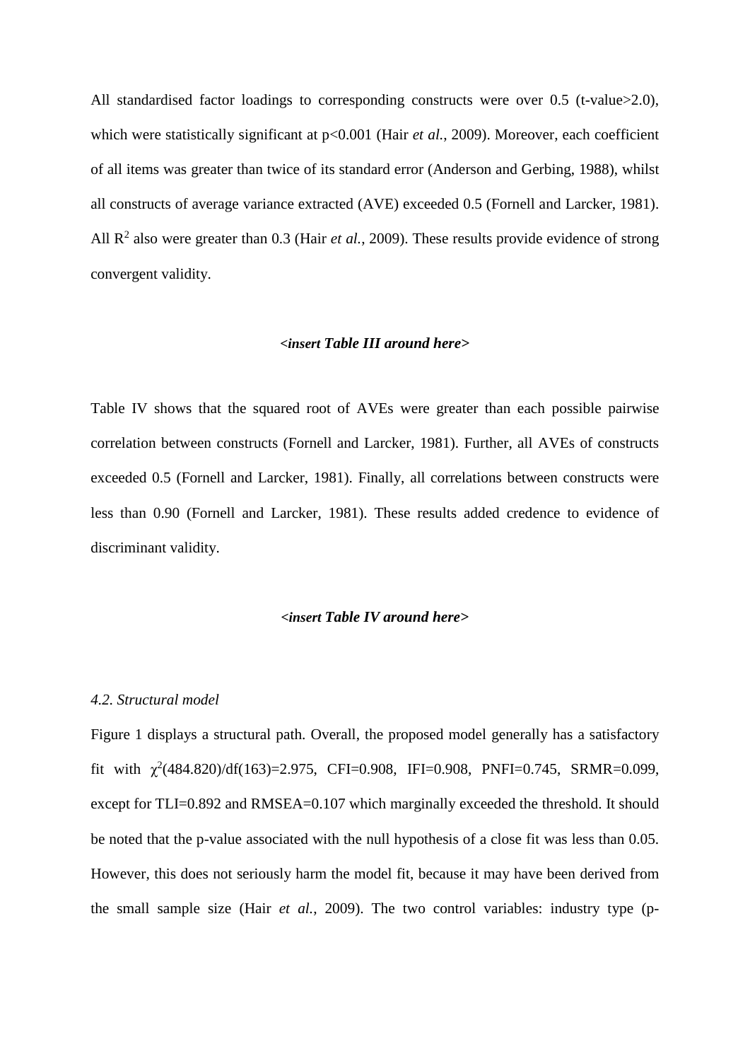All standardised factor loadings to corresponding constructs were over 0.5 (t-value>2.0), which were statistically significant at $p<0.001$ (Hair *et al.*, 2009). Moreover, each coefficient of all items was greater than twice of its standard error (Anderson and Gerbing, 1988), whilst all constructs of average variance extracted (AVE) exceeded 0.5 (Fornell and Larcker, 1981). All $R^2$ also were greater than 0.3 (Hair *et al.*, 2009). These results provide evidence of strong convergent validity.

***<insert Table III around here>***

Table IV shows that the squared root of AVEs were greater than each possible pairwise correlation between constructs (Fornell and Larcker, 1981). Further, all AVEs of constructs exceeded 0.5 (Fornell and Larcker, 1981). Finally, all correlations between constructs were less than 0.90 (Fornell and Larcker, 1981). These results added credence to evidence of discriminant validity.

***<insert Table IV around here>***

*4.2. Structural model*

Figure 1 displays a structural path. Overall, the proposed model generally has a satisfactory fit with $\chi^2(484.820)/df(163)=2.975$, CFI=0.908, IFI=0.908, PNFI=0.745, SRMR=0.099, except for TLI=0.892 and RMSEA=0.107 which marginally exceeded the threshold. It should be noted that the p-value associated with the null hypothesis of a close fit was less than 0.05. However, this does not seriously harm the model fit, because it may have been derived from the small sample size (Hair *et al.*, 2009). The two control variables: industry type (p-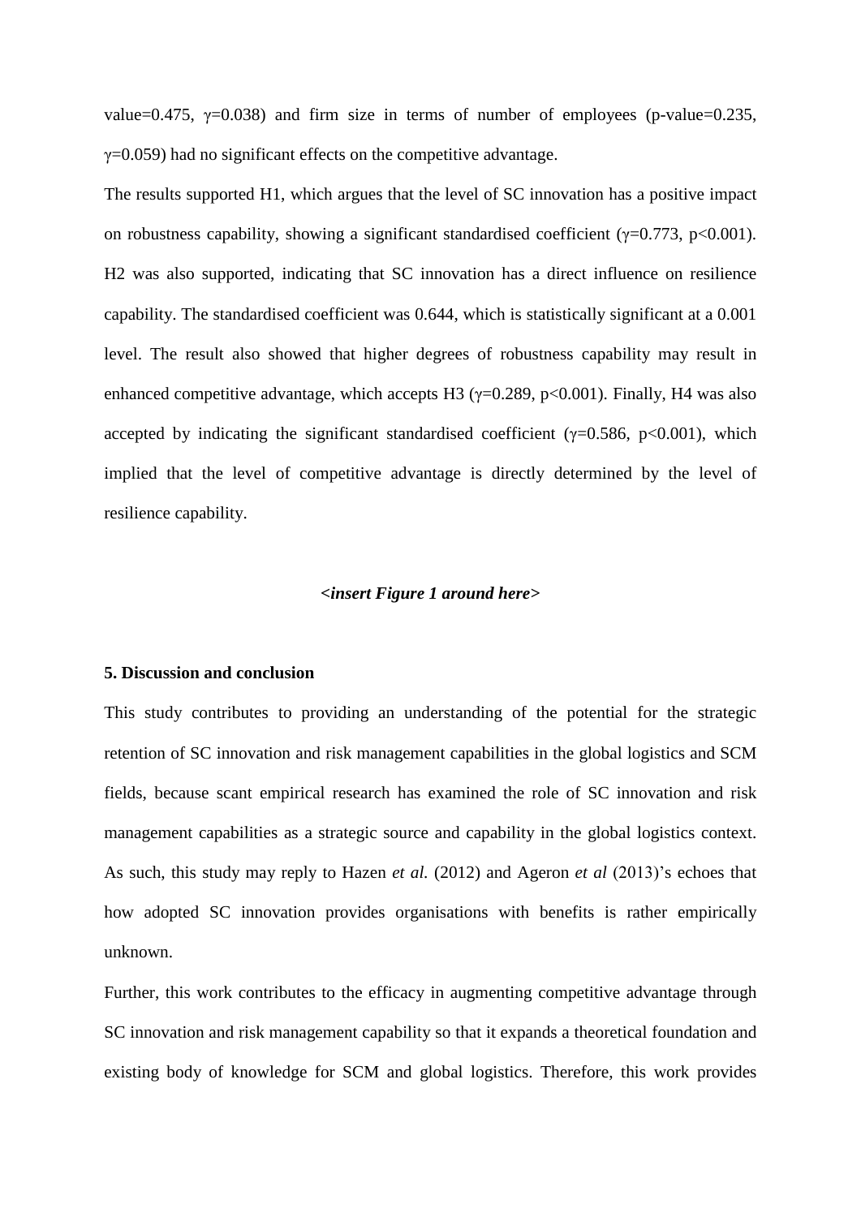value=0.475, $\gamma$=0.038) and firm size in terms of number of employees (p-value=0.235, $\gamma$=0.059) had no significant effects on the competitive advantage.

The results supported H1, which argues that the level of SC innovation has a positive impact on robustness capability, showing a significant standardised coefficient ($\gamma$=0.773, $p<0.001$). H2 was also supported, indicating that SC innovation has a direct influence on resilience capability. The standardised coefficient was 0.644, which is statistically significant at a 0.001 level. The result also showed that higher degrees of robustness capability may result in enhanced competitive advantage, which accepts H3 ($\gamma$=0.289, $p<0.001$). Finally, H4 was also accepted by indicating the significant standardised coefficient ($\gamma$=0.586, $p<0.001$), which implied that the level of competitive advantage is directly determined by the level of resilience capability.

***<insert Figure 1 around here>***

## 5. Discussion and conclusion

This study contributes to providing an understanding of the potential for the strategic retention of SC innovation and risk management capabilities in the global logistics and SCM fields, because scant empirical research has examined the role of SC innovation and risk management capabilities as a strategic source and capability in the global logistics context. As such, this study may reply to Hazen *et al.* (2012) and Ageron *et al* (2013)'s echoes that how adopted SC innovation provides organisations with benefits is rather empirically unknown.

Further, this work contributes to the efficacy in augmenting competitive advantage through SC innovation and risk management capability so that it expands a theoretical foundation and existing body of knowledge for SCM and global logistics. Therefore, this work provides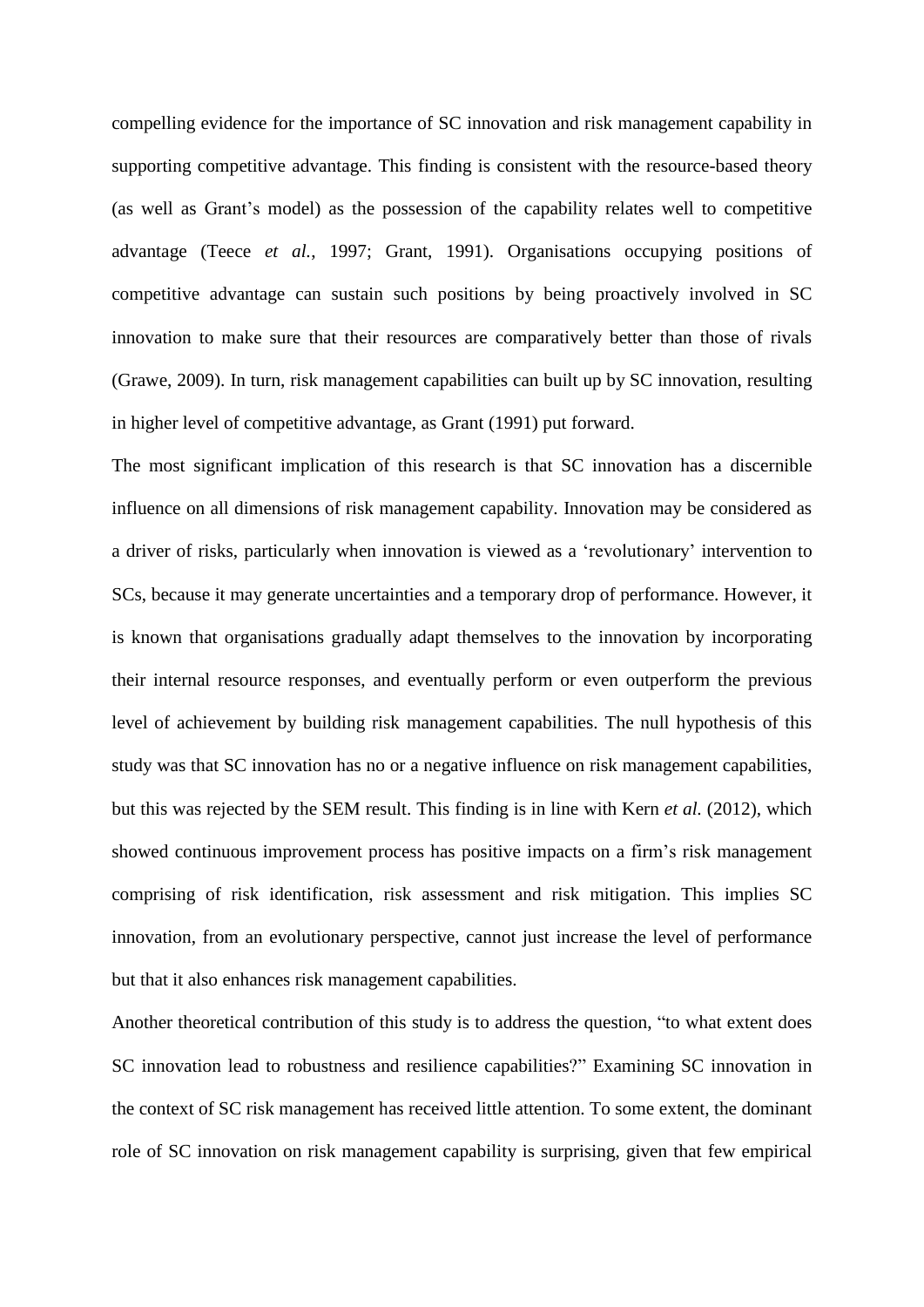compelling evidence for the importance of SC innovation and risk management capability in supporting competitive advantage. This finding is consistent with the resource-based theory (as well as Grant's model) as the possession of the capability relates well to competitive advantage (Teece *et al.*, 1997; Grant, 1991). Organisations occupying positions of competitive advantage can sustain such positions by being proactively involved in SC innovation to make sure that their resources are comparatively better than those of rivals (Grawe, 2009). In turn, risk management capabilities can built up by SC innovation, resulting in higher level of competitive advantage, as Grant (1991) put forward.

The most significant implication of this research is that SC innovation has a discernible influence on all dimensions of risk management capability. Innovation may be considered as a driver of risks, particularly when innovation is viewed as a 'revolutionary' intervention to SCs, because it may generate uncertainties and a temporary drop of performance. However, it is known that organisations gradually adapt themselves to the innovation by incorporating their internal resource responses, and eventually perform or even outperform the previous level of achievement by building risk management capabilities. The null hypothesis of this study was that SC innovation has no or a negative influence on risk management capabilities, but this was rejected by the SEM result. This finding is in line with Kern *et al.* (2012), which showed continuous improvement process has positive impacts on a firm's risk management comprising of risk identification, risk assessment and risk mitigation. This implies SC innovation, from an evolutionary perspective, cannot just increase the level of performance but that it also enhances risk management capabilities.

Another theoretical contribution of this study is to address the question, "to what extent does SC innovation lead to robustness and resilience capabilities?" Examining SC innovation in the context of SC risk management has received little attention. To some extent, the dominant role of SC innovation on risk management capability is surprising, given that few empirical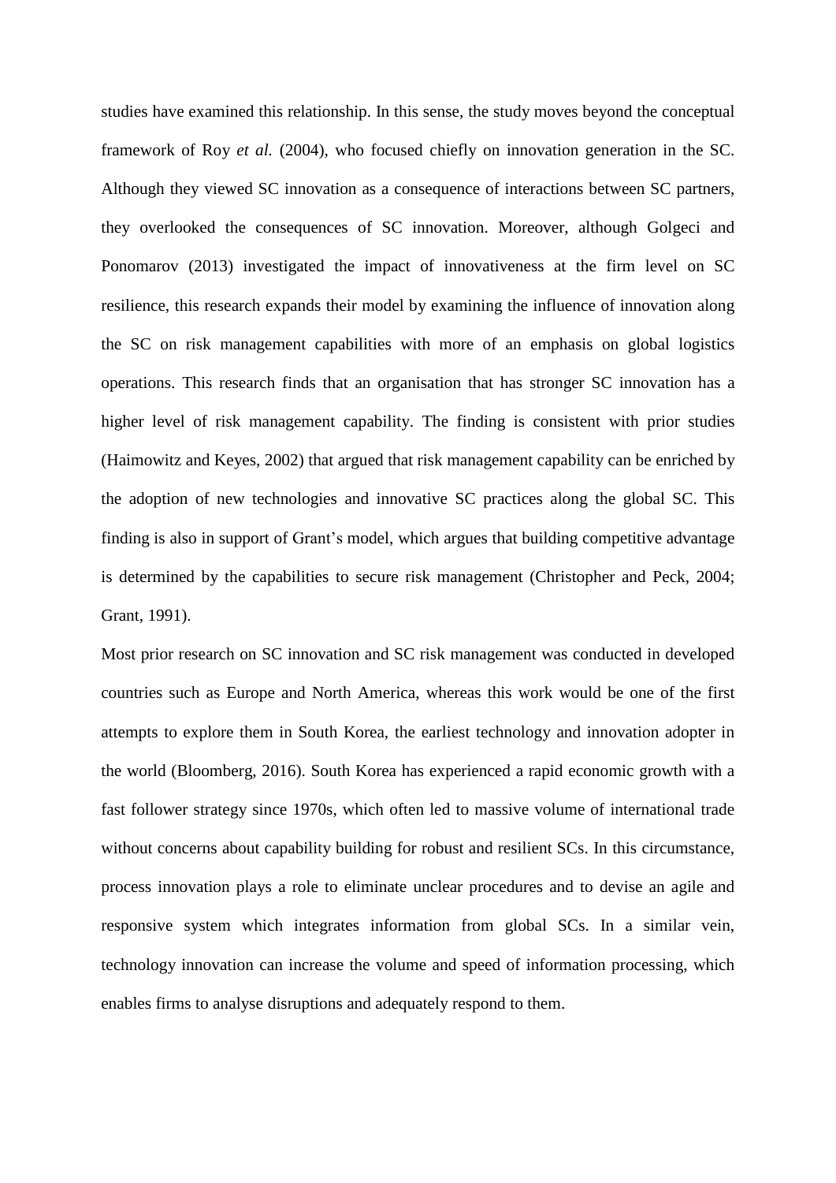studies have examined this relationship. In this sense, the study moves beyond the conceptual framework of Roy *et al.* (2004), who focused chiefly on innovation generation in the SC. Although they viewed SC innovation as a consequence of interactions between SC partners, they overlooked the consequences of SC innovation. Moreover, although Golgeci and Ponomarov (2013) investigated the impact of innovativeness at the firm level on SC resilience, this research expands their model by examining the influence of innovation along the SC on risk management capabilities with more of an emphasis on global logistics operations. This research finds that an organisation that has stronger SC innovation has a higher level of risk management capability. The finding is consistent with prior studies (Haimowitz and Keyes, 2002) that argued that risk management capability can be enriched by the adoption of new technologies and innovative SC practices along the global SC. This finding is also in support of Grant's model, which argues that building competitive advantage is determined by the capabilities to secure risk management (Christopher and Peck, 2004; Grant, 1991).

Most prior research on SC innovation and SC risk management was conducted in developed countries such as Europe and North America, whereas this work would be one of the first attempts to explore them in South Korea, the earliest technology and innovation adopter in the world (Bloomberg, 2016). South Korea has experienced a rapid economic growth with a fast follower strategy since 1970s, which often led to massive volume of international trade without concerns about capability building for robust and resilient SCs. In this circumstance, process innovation plays a role to eliminate unclear procedures and to devise an agile and responsive system which integrates information from global SCs. In a similar vein, technology innovation can increase the volume and speed of information processing, which enables firms to analyse disruptions and adequately respond to them.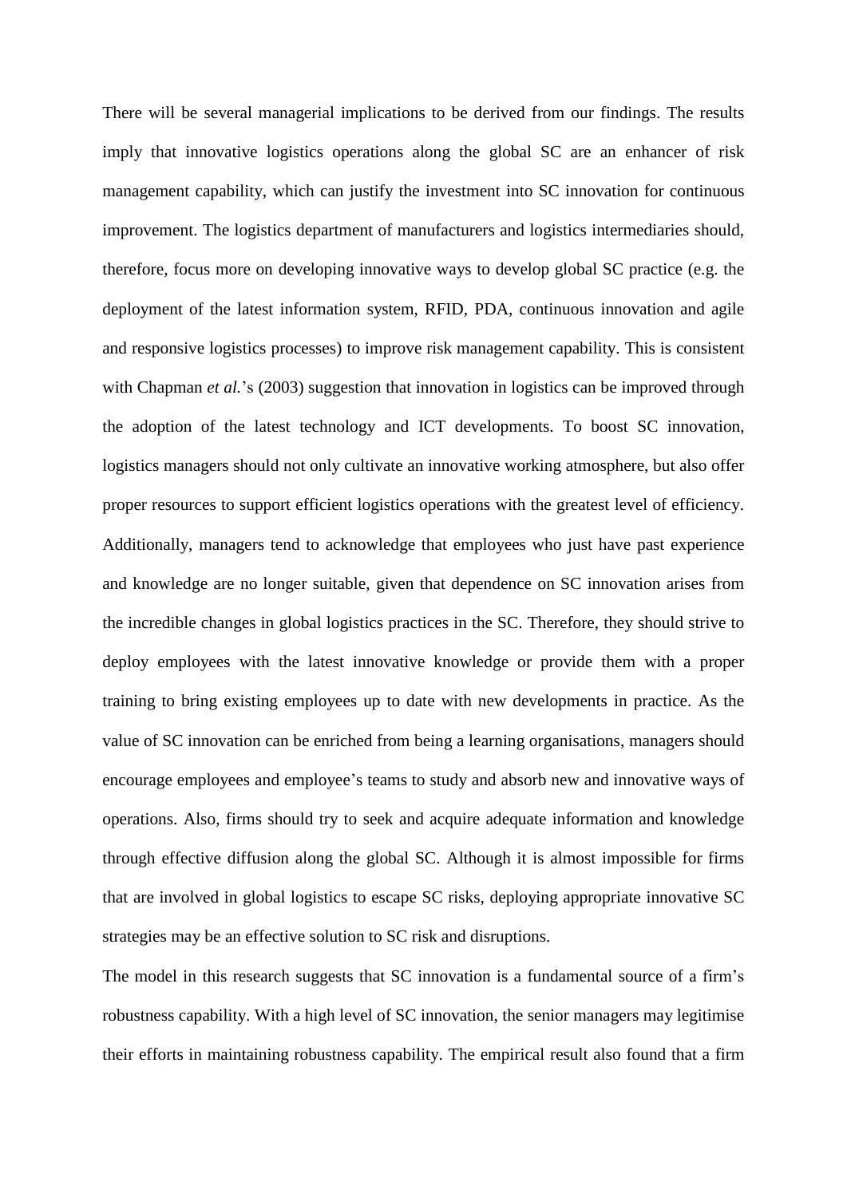There will be several managerial implications to be derived from our findings. The results imply that innovative logistics operations along the global SC are an enhancer of risk management capability, which can justify the investment into SC innovation for continuous improvement. The logistics department of manufacturers and logistics intermediaries should, therefore, focus more on developing innovative ways to develop global SC practice (e.g. the deployment of the latest information system, RFID, PDA, continuous innovation and agile and responsive logistics processes) to improve risk management capability. This is consistent with Chapman *et al.*'s (2003) suggestion that innovation in logistics can be improved through the adoption of the latest technology and ICT developments. To boost SC innovation, logistics managers should not only cultivate an innovative working atmosphere, but also offer proper resources to support efficient logistics operations with the greatest level of efficiency. Additionally, managers tend to acknowledge that employees who just have past experience and knowledge are no longer suitable, given that dependence on SC innovation arises from the incredible changes in global logistics practices in the SC. Therefore, they should strive to deploy employees with the latest innovative knowledge or provide them with a proper training to bring existing employees up to date with new developments in practice. As the value of SC innovation can be enriched from being a learning organisations, managers should encourage employees and employee's teams to study and absorb new and innovative ways of operations. Also, firms should try to seek and acquire adequate information and knowledge through effective diffusion along the global SC. Although it is almost impossible for firms that are involved in global logistics to escape SC risks, deploying appropriate innovative SC strategies may be an effective solution to SC risk and disruptions.

The model in this research suggests that SC innovation is a fundamental source of a firm's robustness capability. With a high level of SC innovation, the senior managers may legitimise their efforts in maintaining robustness capability. The empirical result also found that a firm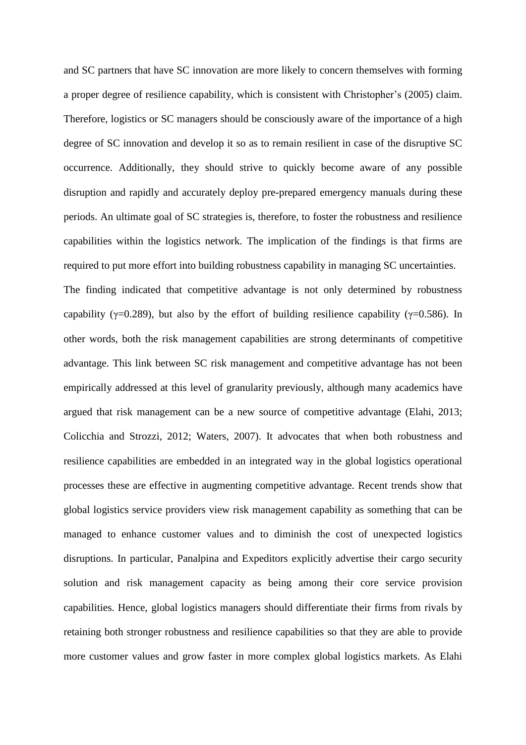and SC partners that have SC innovation are more likely to concern themselves with forming a proper degree of resilience capability, which is consistent with Christopher's (2005) claim. Therefore, logistics or SC managers should be consciously aware of the importance of a high degree of SC innovation and develop it so as to remain resilient in case of the disruptive SC occurrence. Additionally, they should strive to quickly become aware of any possible disruption and rapidly and accurately deploy pre-prepared emergency manuals during these periods. An ultimate goal of SC strategies is, therefore, to foster the robustness and resilience capabilities within the logistics network. The implication of the findings is that firms are required to put more effort into building robustness capability in managing SC uncertainties.

The finding indicated that competitive advantage is not only determined by robustness capability ($\gamma$=0.289), but also by the effort of building resilience capability ($\gamma$=0.586). In other words, both the risk management capabilities are strong determinants of competitive advantage. This link between SC risk management and competitive advantage has not been empirically addressed at this level of granularity previously, although many academics have argued that risk management can be a new source of competitive advantage (Elahi, 2013; Colicchia and Strozzi, 2012; Waters, 2007). It advocates that when both robustness and resilience capabilities are embedded in an integrated way in the global logistics operational processes these are effective in augmenting competitive advantage. Recent trends show that global logistics service providers view risk management capability as something that can be managed to enhance customer values and to diminish the cost of unexpected logistics disruptions. In particular, Panalpina and Expeditors explicitly advertise their cargo security solution and risk management capacity as being among their core service provision capabilities. Hence, global logistics managers should differentiate their firms from rivals by retaining both stronger robustness and resilience capabilities so that they are able to provide more customer values and grow faster in more complex global logistics markets. As Elahi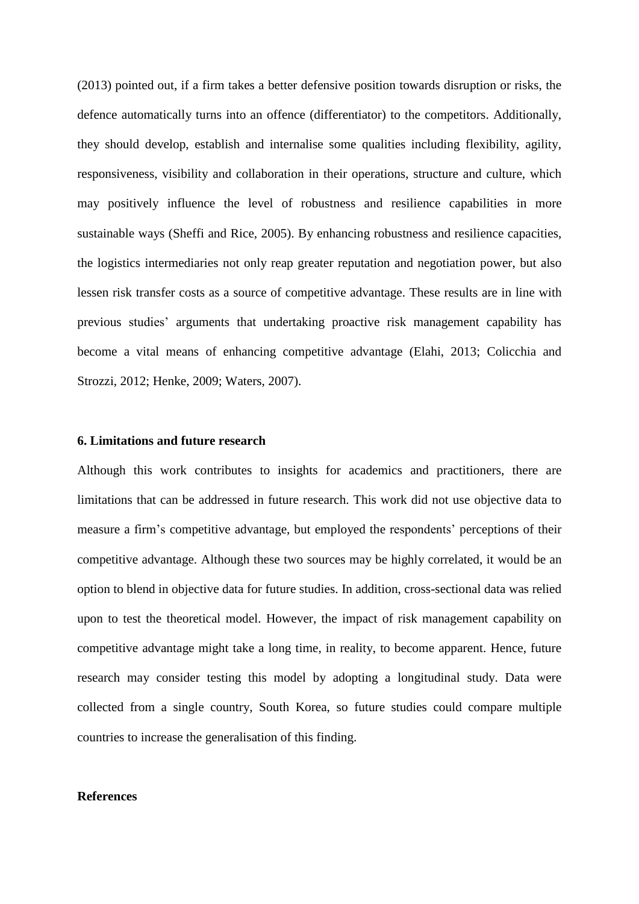(2013) pointed out, if a firm takes a better defensive position towards disruption or risks, the defence automatically turns into an offence (differentiator) to the competitors. Additionally, they should develop, establish and internalise some qualities including flexibility, agility, responsiveness, visibility and collaboration in their operations, structure and culture, which may positively influence the level of robustness and resilience capabilities in more sustainable ways (Sheffi and Rice, 2005). By enhancing robustness and resilience capacities, the logistics intermediaries not only reap greater reputation and negotiation power, but also lessen risk transfer costs as a source of competitive advantage. These results are in line with previous studies' arguments that undertaking proactive risk management capability has become a vital means of enhancing competitive advantage (Elahi, 2013; Colicchia and Strozzi, 2012; Henke, 2009; Waters, 2007).

## 6. Limitations and future research

Although this work contributes to insights for academics and practitioners, there are limitations that can be addressed in future research. This work did not use objective data to measure a firm's competitive advantage, but employed the respondents' perceptions of their competitive advantage. Although these two sources may be highly correlated, it would be an option to blend in objective data for future studies. In addition, cross-sectional data was relied upon to test the theoretical model. However, the impact of risk management capability on competitive advantage might take a long time, in reality, to become apparent. Hence, future research may consider testing this model by adopting a longitudinal study. Data were collected from a single country, South Korea, so future studies could compare multiple countries to increase the generalisation of this finding.

## References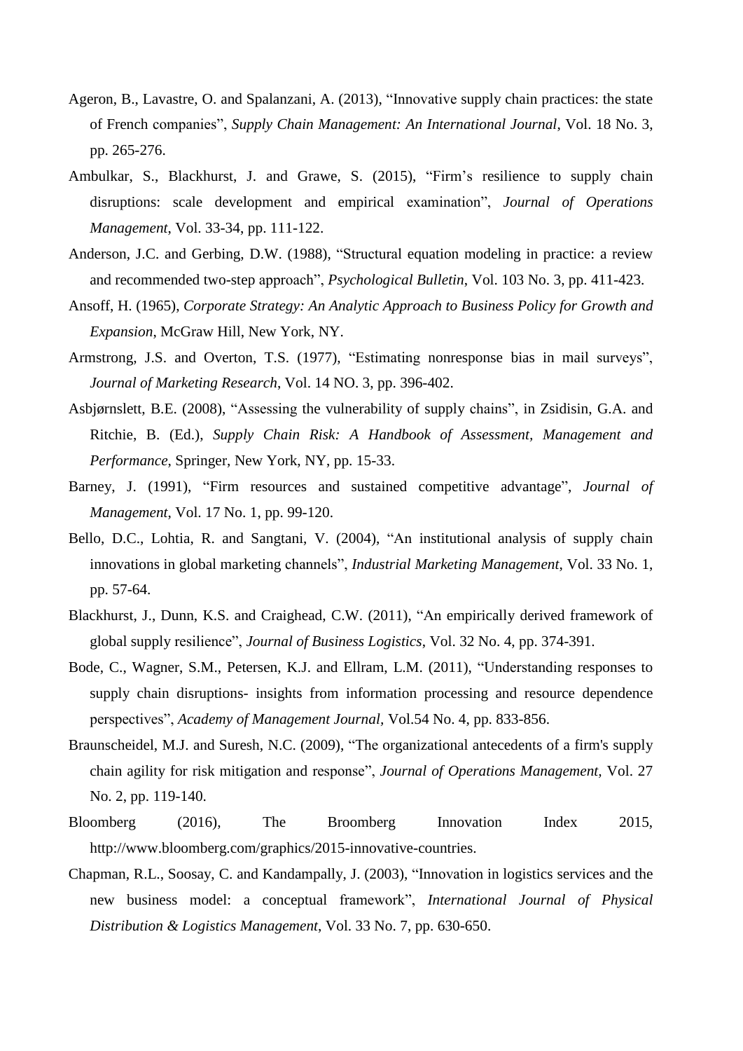Ageron, B., Lavastre, O. and Spalanzani, A. (2013), "Innovative supply chain practices: the state of French companies", *Supply Chain Management: An International Journal*, Vol. 18 No. 3, pp. 265-276.

Ambulkar, S., Blackhurst, J. and Grawe, S. (2015), "Firm's resilience to supply chain disruptions: scale development and empirical examination", *Journal of Operations Management*, Vol. 33-34, pp. 111-122.

Anderson, J.C. and Gerbing, D.W. (1988), "Structural equation modeling in practice: a review and recommended two-step approach", *Psychological Bulletin*, Vol. 103 No. 3, pp. 411-423.

Ansoff, H. (1965), *Corporate Strategy: An Analytic Approach to Business Policy for Growth and Expansion*, McGraw Hill, New York, NY.

Armstrong, J.S. and Overton, T.S. (1977), "Estimating nonresponse bias in mail surveys", *Journal of Marketing Research*, Vol. 14 NO. 3, pp. 396-402.

Asbjørnslett, B.E. (2008), "Assessing the vulnerability of supply chains", in Zsidisin, G.A. and Ritchie, B. (Ed.), *Supply Chain Risk: A Handbook of Assessment, Management and Performance*, Springer, New York, NY, pp. 15-33.

Barney, J. (1991), "Firm resources and sustained competitive advantage", *Journal of Management*, Vol. 17 No. 1, pp. 99-120.

Bello, D.C., Lohtia, R. and Sangtani, V. (2004), "An institutional analysis of supply chain innovations in global marketing channels", *Industrial Marketing Management*, Vol. 33 No. 1, pp. 57-64.

Blackhurst, J., Dunn, K.S. and Craighead, C.W. (2011), "An empirically derived framework of global supply resilience", *Journal of Business Logistics*, Vol. 32 No. 4, pp. 374-391.

Bode, C., Wagner, S.M., Petersen, K.J. and Ellram, L.M. (2011), "Understanding responses to supply chain disruptions- insights from information processing and resource dependence perspectives", *Academy of Management Journal*, Vol.54 No. 4, pp. 833-856.

Braunscheidel, M.J. and Suresh, N.C. (2009), "The organizational antecedents of a firm's supply chain agility for risk mitigation and response", *Journal of Operations Management*, Vol. 27 No. 2, pp. 119-140.

Bloomberg (2016), The Broomberg Innovation Index 2015, http://www.bloomberg.com/graphics/2015-innovative-countries.

Chapman, R.L., Soosay, C. and Kandampally, J. (2003), "Innovation in logistics services and the new business model: a conceptual framework", *International Journal of Physical Distribution & Logistics Management*, Vol. 33 No. 7, pp. 630-650.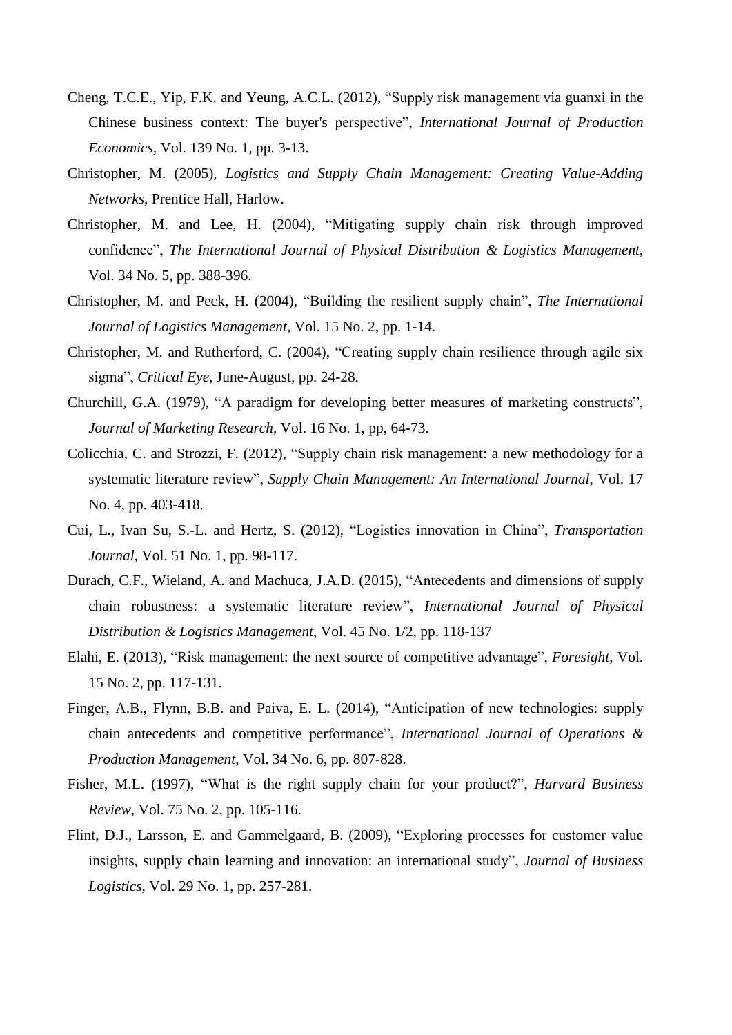Cheng, T.C.E., Yip, F.K. and Yeung, A.C.L. (2012), “Supply risk management via guanxi in the Chinese business context: The buyer's perspective”, *International Journal of Production Economics*, Vol. 139 No. 1, pp. 3-13.

Christopher, M. (2005), *Logistics and Supply Chain Management: Creating Value-Adding Networks*, Prentice Hall, Harlow.

Christopher, M. and Lee, H. (2004), “Mitigating supply chain risk through improved confidence”, *The International Journal of Physical Distribution & Logistics Management*, Vol. 34 No. 5, pp. 388-396.

Christopher, M. and Peck, H. (2004), “Building the resilient supply chain”, *The International Journal of Logistics Management*, Vol. 15 No. 2, pp. 1-14.

Christopher, M. and Rutherford, C. (2004), “Creating supply chain resilience through agile six sigma”, *Critical Eye*, June-August, pp. 24-28.

Churchill, G.A. (1979), “A paradigm for developing better measures of marketing constructs”, *Journal of Marketing Research*, Vol. 16 No. 1, pp, 64-73.

Colicchia, C. and Strozzi, F. (2012), “Supply chain risk management: a new methodology for a systematic literature review”, *Supply Chain Management: An International Journal*, Vol. 17 No. 4, pp. 403-418.

Cui, L., Ivan Su, S.-L. and Hertz, S. (2012), “Logistics innovation in China”, *Transportation Journal*, Vol. 51 No. 1, pp. 98-117.

Durach, C.F., Wieland, A. and Machuca, J.A.D. (2015), “Antecedents and dimensions of supply chain robustness: a systematic literature review”, *International Journal of Physical Distribution & Logistics Management*, Vol. 45 No. 1/2, pp. 118-137

Elahi, E. (2013), “Risk management: the next source of competitive advantage”, *Foresight*, Vol. 15 No. 2, pp. 117-131.

Finger, A.B., Flynn, B.B. and Paiva, E. L. (2014), “Anticipation of new technologies: supply chain antecedents and competitive performance”, *International Journal of Operations & Production Management*, Vol. 34 No. 6, pp. 807-828.

Fisher, M.L. (1997), “What is the right supply chain for your product?”, *Harvard Business Review*, Vol. 75 No. 2, pp. 105-116.

Flint, D.J., Larsson, E. and Gammelgaard, B. (2009), “Exploring processes for customer value insights, supply chain learning and innovation: an international study”, *Journal of Business Logistics*, Vol. 29 No. 1, pp. 257-281.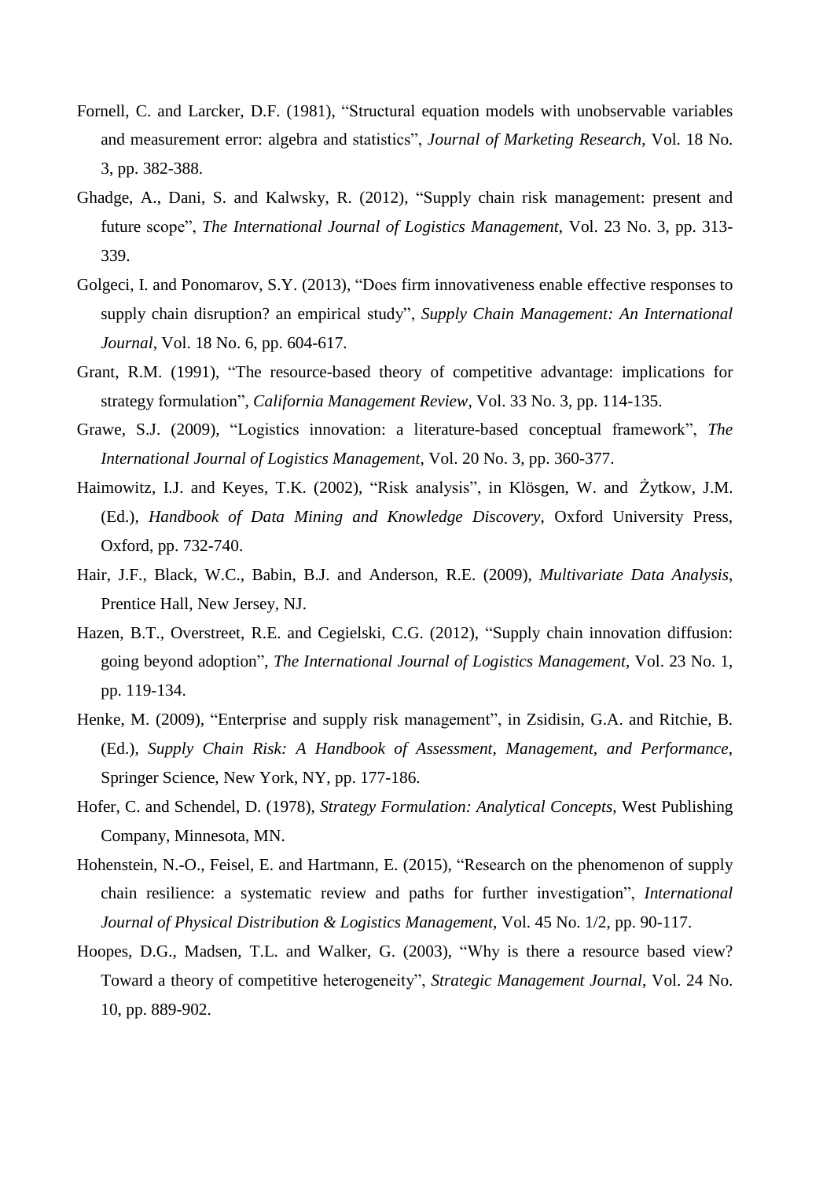Fornell, C. and Larcker, D.F. (1981), “Structural equation models with unobservable variables and measurement error: algebra and statistics”, *Journal of Marketing Research*, Vol. 18 No. 3, pp. 382-388.

Ghadge, A., Dani, S. and Kalwsky, R. (2012), “Supply chain risk management: present and future scope”, *The International Journal of Logistics Management*, Vol. 23 No. 3, pp. 313-339.

Golgeci, I. and Ponomarov, S.Y. (2013), “Does firm innovativeness enable effective responses to supply chain disruption? an empirical study”, *Supply Chain Management: An International Journal*, Vol. 18 No. 6, pp. 604-617.

Grant, R.M. (1991), “The resource-based theory of competitive advantage: implications for strategy formulation”, *California Management Review*, Vol. 33 No. 3, pp. 114-135.

Grawe, S.J. (2009), “Logistics innovation: a literature-based conceptual framework”, *The International Journal of Logistics Management*, Vol. 20 No. 3, pp. 360-377.

Haimowitz, I.J. and Keyes, T.K. (2002), “Risk analysis”, in Klösgen, W. and Żytkow, J.M. (Ed.), *Handbook of Data Mining and Knowledge Discovery*, Oxford University Press, Oxford, pp. 732-740.

Hair, J.F., Black, W.C., Babin, B.J. and Anderson, R.E. (2009), *Multivariate Data Analysis*, Prentice Hall, New Jersey, NJ.

Hazen, B.T., Overstreet, R.E. and Cegielski, C.G. (2012), “Supply chain innovation diffusion: going beyond adoption”, *The International Journal of Logistics Management*, Vol. 23 No. 1, pp. 119-134.

Henke, M. (2009), “Enterprise and supply risk management”, in Zsidisin, G.A. and Ritchie, B. (Ed.), *Supply Chain Risk: A Handbook of Assessment, Management, and Performance*, Springer Science, New York, NY, pp. 177-186.

Hofer, C. and Schendel, D. (1978), *Strategy Formulation: Analytical Concepts*, West Publishing Company, Minnesota, MN.

Hohenstein, N.-O., Feisel, E. and Hartmann, E. (2015), “Research on the phenomenon of supply chain resilience: a systematic review and paths for further investigation”, *International Journal of Physical Distribution & Logistics Management*, Vol. 45 No. 1/2, pp. 90-117.

Hoopes, D.G., Madsen, T.L. and Walker, G. (2003), “Why is there a resource based view? Toward a theory of competitive heterogeneity”, *Strategic Management Journal*, Vol. 24 No. 10, pp. 889-902.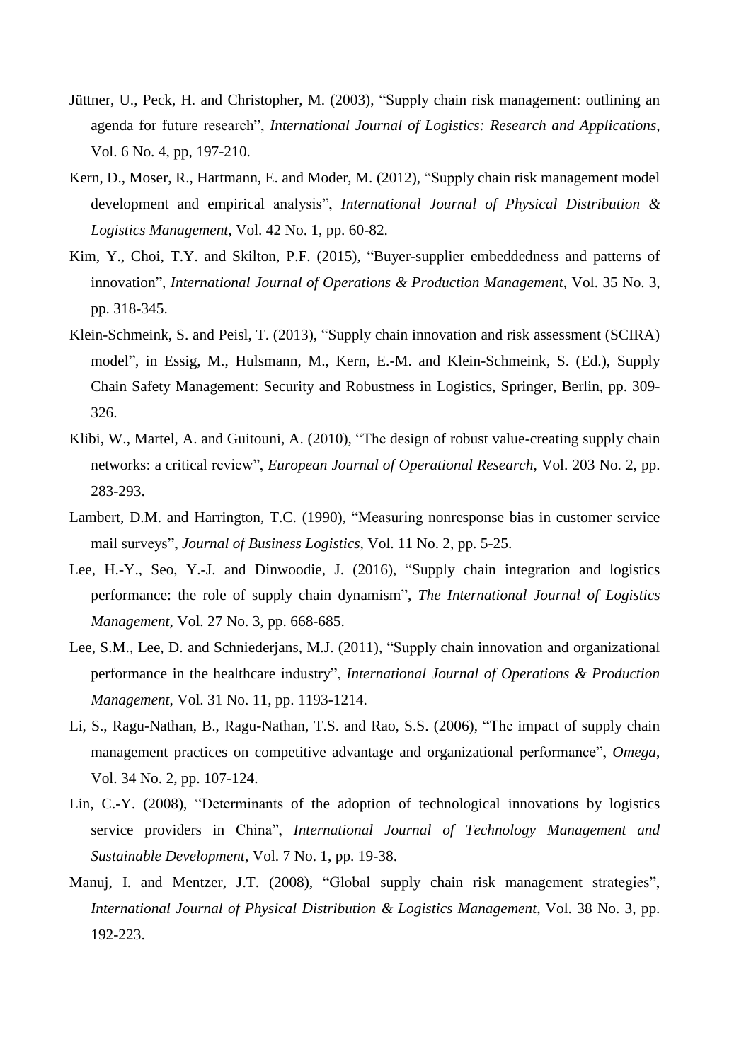Jüttner, U., Peck, H. and Christopher, M. (2003), "Supply chain risk management: outlining an agenda for future research", *International Journal of Logistics: Research and Applications*, Vol. 6 No. 4, pp, 197-210.

Kern, D., Moser, R., Hartmann, E. and Moder, M. (2012), "Supply chain risk management model development and empirical analysis", *International Journal of Physical Distribution & Logistics Management*, Vol. 42 No. 1, pp. 60-82.

Kim, Y., Choi, T.Y. and Skilton, P.F. (2015), "Buyer-supplier embeddedness and patterns of innovation", *International Journal of Operations & Production Management*, Vol. 35 No. 3, pp. 318-345.

Klein-Schmeink, S. and Peisl, T. (2013), "Supply chain innovation and risk assessment (SCIRA) model", in Essig, M., Hulsmann, M., Kern, E.-M. and Klein-Schmeink, S. (Ed.), Supply Chain Safety Management: Security and Robustness in Logistics, Springer, Berlin, pp. 309-326.

Klibi, W., Martel, A. and Guitouni, A. (2010), "The design of robust value-creating supply chain networks: a critical review", *European Journal of Operational Research*, Vol. 203 No. 2, pp. 283-293.

Lambert, D.M. and Harrington, T.C. (1990), "Measuring nonresponse bias in customer service mail surveys", *Journal of Business Logistics*, Vol. 11 No. 2, pp. 5-25.

Lee, H.-Y., Seo, Y.-J. and Dinwoodie, J. (2016), "Supply chain integration and logistics performance: the role of supply chain dynamism", *The International Journal of Logistics Management*, Vol. 27 No. 3, pp. 668-685.

Lee, S.M., Lee, D. and Schniederjans, M.J. (2011), "Supply chain innovation and organizational performance in the healthcare industry", *International Journal of Operations & Production Management*, Vol. 31 No. 11, pp. 1193-1214.

Li, S., Ragu-Nathan, B., Ragu-Nathan, T.S. and Rao, S.S. (2006), "The impact of supply chain management practices on competitive advantage and organizational performance", *Omega*, Vol. 34 No. 2, pp. 107-124.

Lin, C.-Y. (2008), "Determinants of the adoption of technological innovations by logistics service providers in China", *International Journal of Technology Management and Sustainable Development*, Vol. 7 No. 1, pp. 19-38.

Manuj, I. and Mentzer, J.T. (2008), "Global supply chain risk management strategies", *International Journal of Physical Distribution & Logistics Management*, Vol. 38 No. 3, pp. 192-223.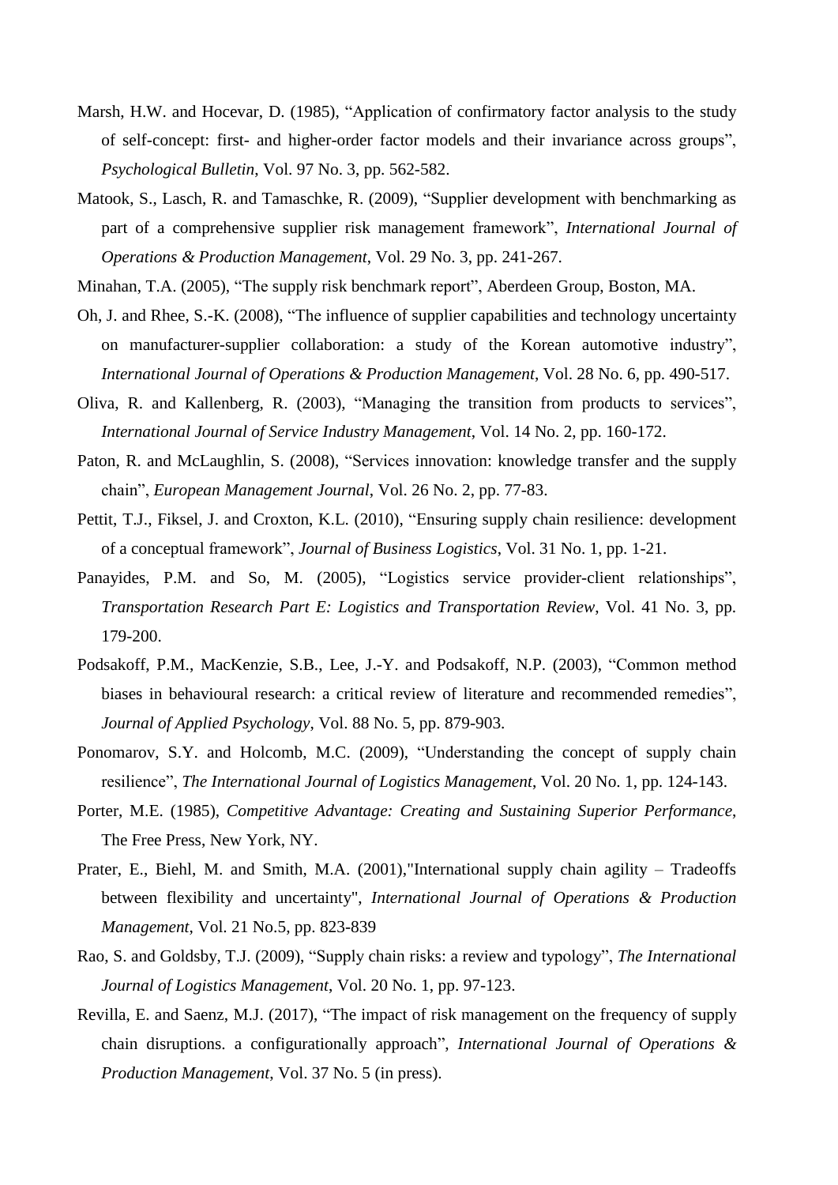Marsh, H.W. and Hocevar, D. (1985), "Application of confirmatory factor analysis to the study of self-concept: first- and higher-order factor models and their invariance across groups", *Psychological Bulletin*, Vol. 97 No. 3, pp. 562-582.

Matook, S., Lasch, R. and Tamaschke, R. (2009), "Supplier development with benchmarking as part of a comprehensive supplier risk management framework", *International Journal of Operations & Production Management*, Vol. 29 No. 3, pp. 241-267.

Minahan, T.A. (2005), "The supply risk benchmark report", Aberdeen Group, Boston, MA.

Oh, J. and Rhee, S.-K. (2008), "The influence of supplier capabilities and technology uncertainty on manufacturer-supplier collaboration: a study of the Korean automotive industry", *International Journal of Operations & Production Management*, Vol. 28 No. 6, pp. 490-517.

Oliva, R. and Kallenberg, R. (2003), "Managing the transition from products to services", *International Journal of Service Industry Management*, Vol. 14 No. 2, pp. 160-172.

Paton, R. and McLaughlin, S. (2008), "Services innovation: knowledge transfer and the supply chain", *European Management Journal*, Vol. 26 No. 2, pp. 77-83.

Pettit, T.J., Fiksel, J. and Croxton, K.L. (2010), "Ensuring supply chain resilience: development of a conceptual framework", *Journal of Business Logistics*, Vol. 31 No. 1, pp. 1-21.

Panayides, P.M. and So, M. (2005), "Logistics service provider-client relationships", *Transportation Research Part E: Logistics and Transportation Review*, Vol. 41 No. 3, pp. 179-200.

Podsakoff, P.M., MacKenzie, S.B., Lee, J.-Y. and Podsakoff, N.P. (2003), "Common method biases in behavioural research: a critical review of literature and recommended remedies", *Journal of Applied Psychology*, Vol. 88 No. 5, pp. 879-903.

Ponomarov, S.Y. and Holcomb, M.C. (2009), "Understanding the concept of supply chain resilience", *The International Journal of Logistics Management*, Vol. 20 No. 1, pp. 124-143.

Porter, M.E. (1985), *Competitive Advantage: Creating and Sustaining Superior Performance*, The Free Press, New York, NY.

Prater, E., Biehl, M. and Smith, M.A. (2001),"International supply chain agility – Tradeoffs between flexibility and uncertainty", *International Journal of Operations & Production Management*, Vol. 21 No.5, pp. 823-839

Rao, S. and Goldsby, T.J. (2009), "Supply chain risks: a review and typology", *The International Journal of Logistics Management*, Vol. 20 No. 1, pp. 97-123.

Revilla, E. and Saenz, M.J. (2017), "The impact of risk management on the frequency of supply chain disruptions. a configurationally approach", *International Journal of Operations & Production Management*, Vol. 37 No. 5 (in press).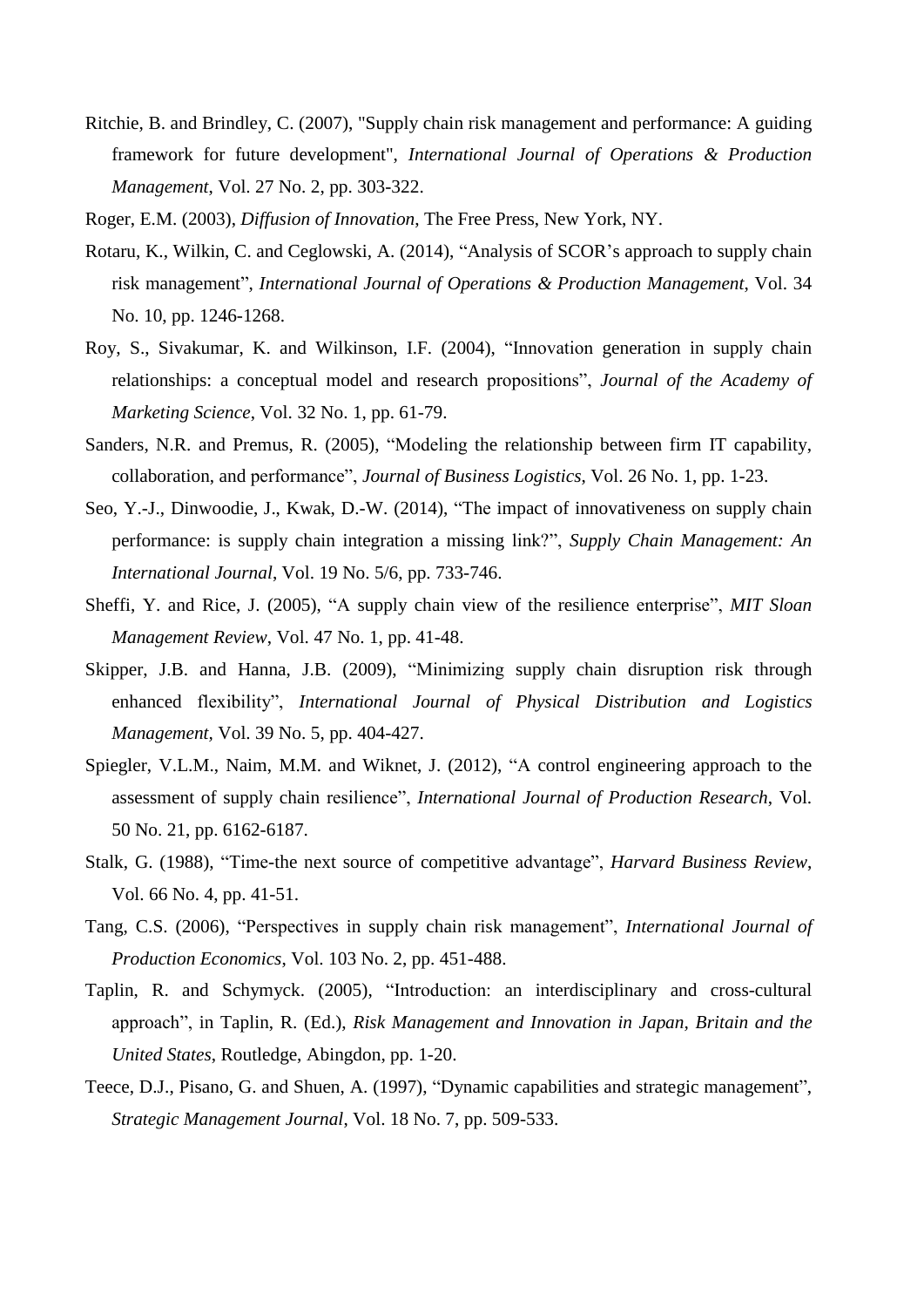Ritchie, B. and Brindley, C. (2007), "Supply chain risk management and performance: A guiding framework for future development", *International Journal of Operations & Production Management*, Vol. 27 No. 2, pp. 303-322.

Roger, E.M. (2003), *Diffusion of Innovation*, The Free Press, New York, NY.

Rotaru, K., Wilkin, C. and Ceglowski, A. (2014), "Analysis of SCOR's approach to supply chain risk management", *International Journal of Operations & Production Management*, Vol. 34 No. 10, pp. 1246-1268.

Roy, S., Sivakumar, K. and Wilkinson, I.F. (2004), "Innovation generation in supply chain relationships: a conceptual model and research propositions", *Journal of the Academy of Marketing Science*, Vol. 32 No. 1, pp. 61-79.

Sanders, N.R. and Premus, R. (2005), "Modeling the relationship between firm IT capability, collaboration, and performance", *Journal of Business Logistics*, Vol. 26 No. 1, pp. 1-23.

Seo, Y.-J., Dinwoodie, J., Kwak, D.-W. (2014), "The impact of innovativeness on supply chain performance: is supply chain integration a missing link?", *Supply Chain Management: An International Journal*, Vol. 19 No. 5/6, pp. 733-746.

Sheffi, Y. and Rice, J. (2005), "A supply chain view of the resilience enterprise", *MIT Sloan Management Review*, Vol. 47 No. 1, pp. 41-48.

Skipper, J.B. and Hanna, J.B. (2009), "Minimizing supply chain disruption risk through enhanced flexibility", *International Journal of Physical Distribution and Logistics Management*, Vol. 39 No. 5, pp. 404-427.

Spiegler, V.L.M., Naim, M.M. and Wiknet, J. (2012), "A control engineering approach to the assessment of supply chain resilience", *International Journal of Production Research*, Vol. 50 No. 21, pp. 6162-6187.

Stalk, G. (1988), "Time-the next source of competitive advantage", *Harvard Business Review*, Vol. 66 No. 4, pp. 41-51.

Tang, C.S. (2006), "Perspectives in supply chain risk management", *International Journal of Production Economics*, Vol. 103 No. 2, pp. 451-488.

Taplin, R. and Schymyck. (2005), "Introduction: an interdisciplinary and cross-cultural approach", in Taplin, R. (Ed.), *Risk Management and Innovation in Japan, Britain and the United States*, Routledge, Abingdon, pp. 1-20.

Teece, D.J., Pisano, G. and Shuen, A. (1997), "Dynamic capabilities and strategic management", *Strategic Management Journal*, Vol. 18 No. 7, pp. 509-533.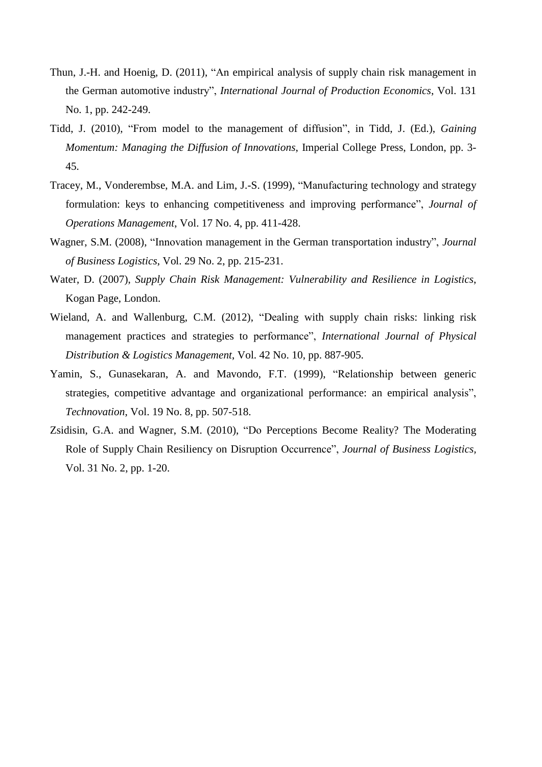Thun, J.-H. and Hoenig, D. (2011), "An empirical analysis of supply chain risk management in the German automotive industry", *International Journal of Production Economics*, Vol. 131 No. 1, pp. 242-249.

Tidd, J. (2010), "From model to the management of diffusion", in Tidd, J. (Ed.), *Gaining Momentum: Managing the Diffusion of Innovations*, Imperial College Press, London, pp. 3-45.

Tracey, M., Vonderembse, M.A. and Lim, J.-S. (1999), "Manufacturing technology and strategy formulation: keys to enhancing competitiveness and improving performance", *Journal of Operations Management*, Vol. 17 No. 4, pp. 411-428.

Wagner, S.M. (2008), "Innovation management in the German transportation industry", *Journal of Business Logistics*, Vol. 29 No. 2, pp. 215-231.

Water, D. (2007), *Supply Chain Risk Management: Vulnerability and Resilience in Logistics*, Kogan Page, London.

Wieland, A. and Wallenburg, C.M. (2012), "Dealing with supply chain risks: linking risk management practices and strategies to performance", *International Journal of Physical Distribution & Logistics Management*, Vol. 42 No. 10, pp. 887-905.

Yamin, S., Gunasekaran, A. and Mavondo, F.T. (1999), "Relationship between generic strategies, competitive advantage and organizational performance: an empirical analysis", *Technovation*, Vol. 19 No. 8, pp. 507-518.

Zsidisin, G.A. and Wagner, S.M. (2010), "Do Perceptions Become Reality? The Moderating Role of Supply Chain Resiliency on Disruption Occurrence", *Journal of Business Logistics*, Vol. 31 No. 2, pp. 1-20.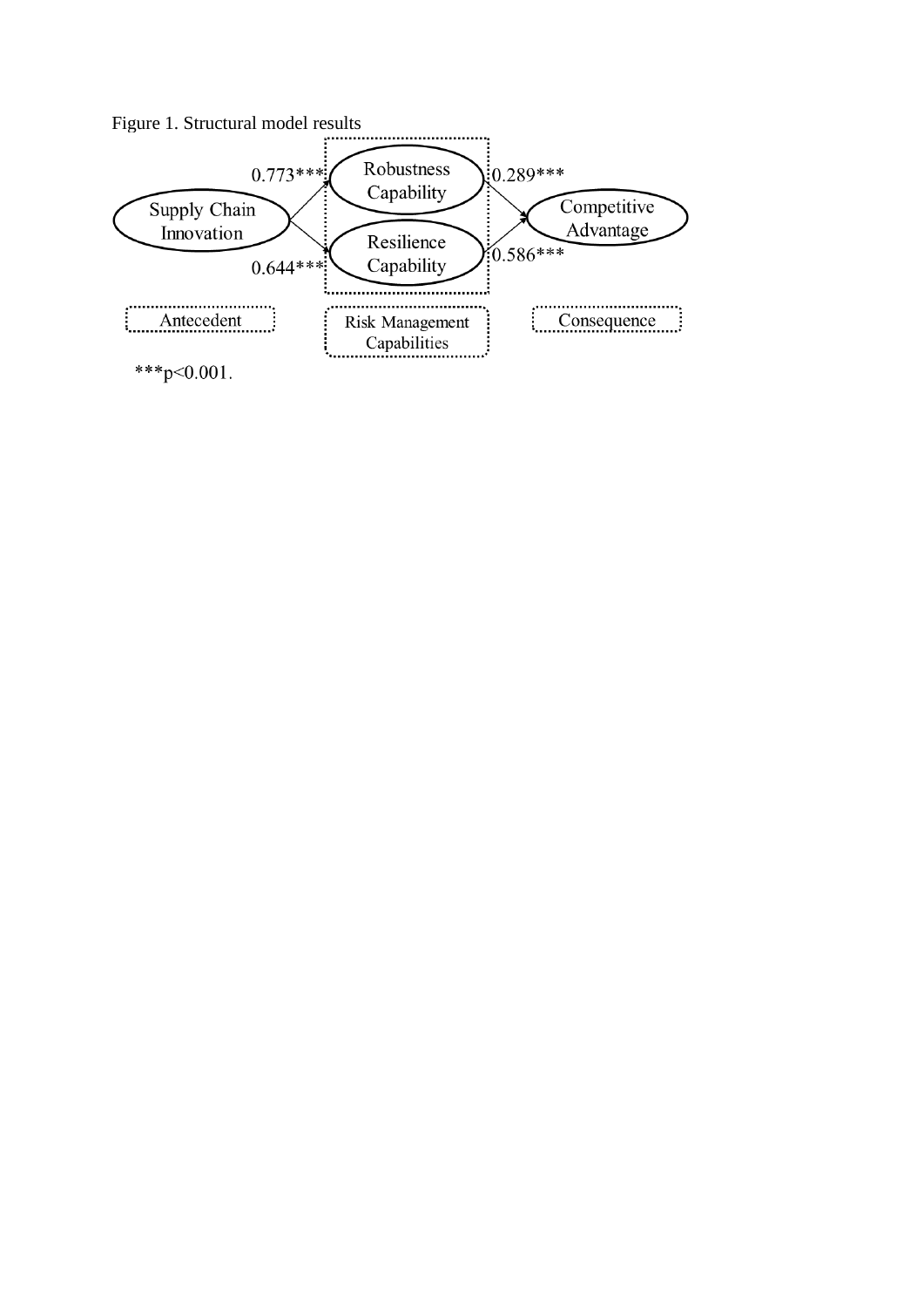Figure 1. Structural model results

Supply Chain Innovation → Robustness Capability: 0.773***

Supply Chain Innovation → Resilience Capability: 0.644***

Robustness Capability → Competitive Advantage: 0.289***

Resilience Capability → Competitive Advantage: 0.586***

Antecedent | Risk Management Capabilities | Consequence

***p<0.001.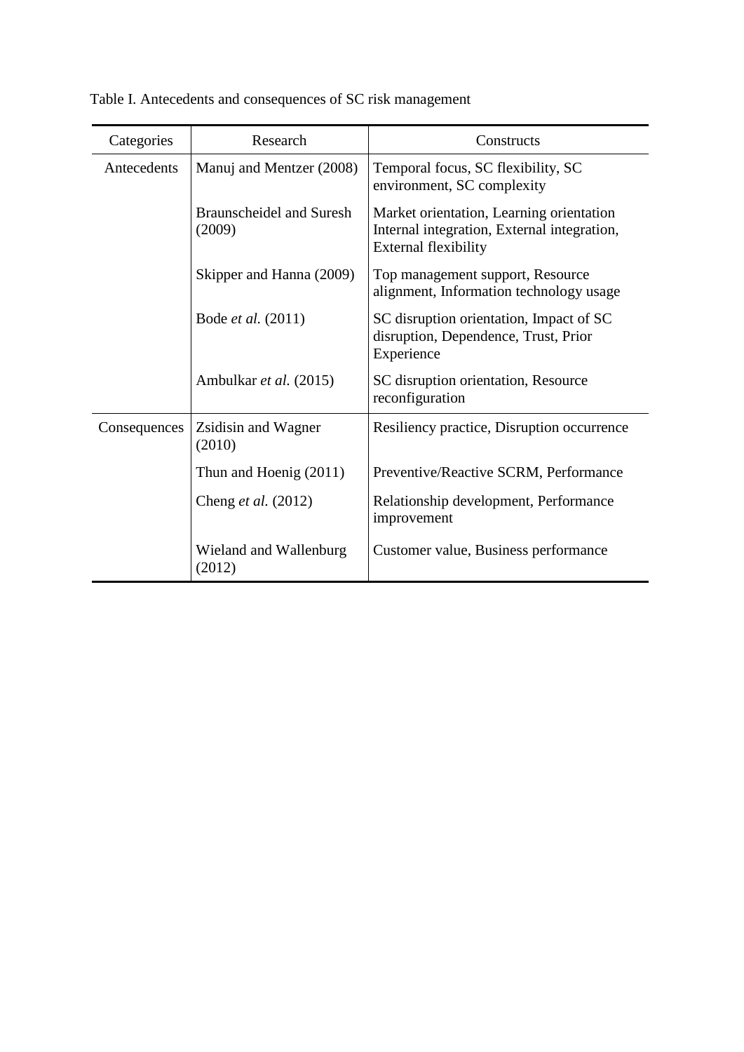Table I. Antecedents and consequences of SC risk management

| Categories | Research | Constructs |
|---|---|---|
| Antecedents | Manuj and Mentzer (2008) | Temporal focus, SC flexibility, SC environment, SC complexity |
| | Braunscheidel and Suresh (2009) | Market orientation, Learning orientation Internal integration, External integration, External flexibility |
| | Skipper and Hanna (2009) | Top management support, Resource alignment, Information technology usage |
| | Bode *et al.* (2011) | SC disruption orientation, Impact of SC disruption, Dependence, Trust, Prior Experience |
| | Ambulkar *et al.* (2015) | SC disruption orientation, Resource reconfiguration |
| Consequences | Zsidisin and Wagner (2010) | Resiliency practice, Disruption occurrence |
| | Thun and Hoenig (2011) | Preventive/Reactive SCRM, Performance |
| | Cheng *et al.* (2012) | Relationship development, Performance improvement |
| | Wieland and Wallenburg (2012) | Customer value, Business performance |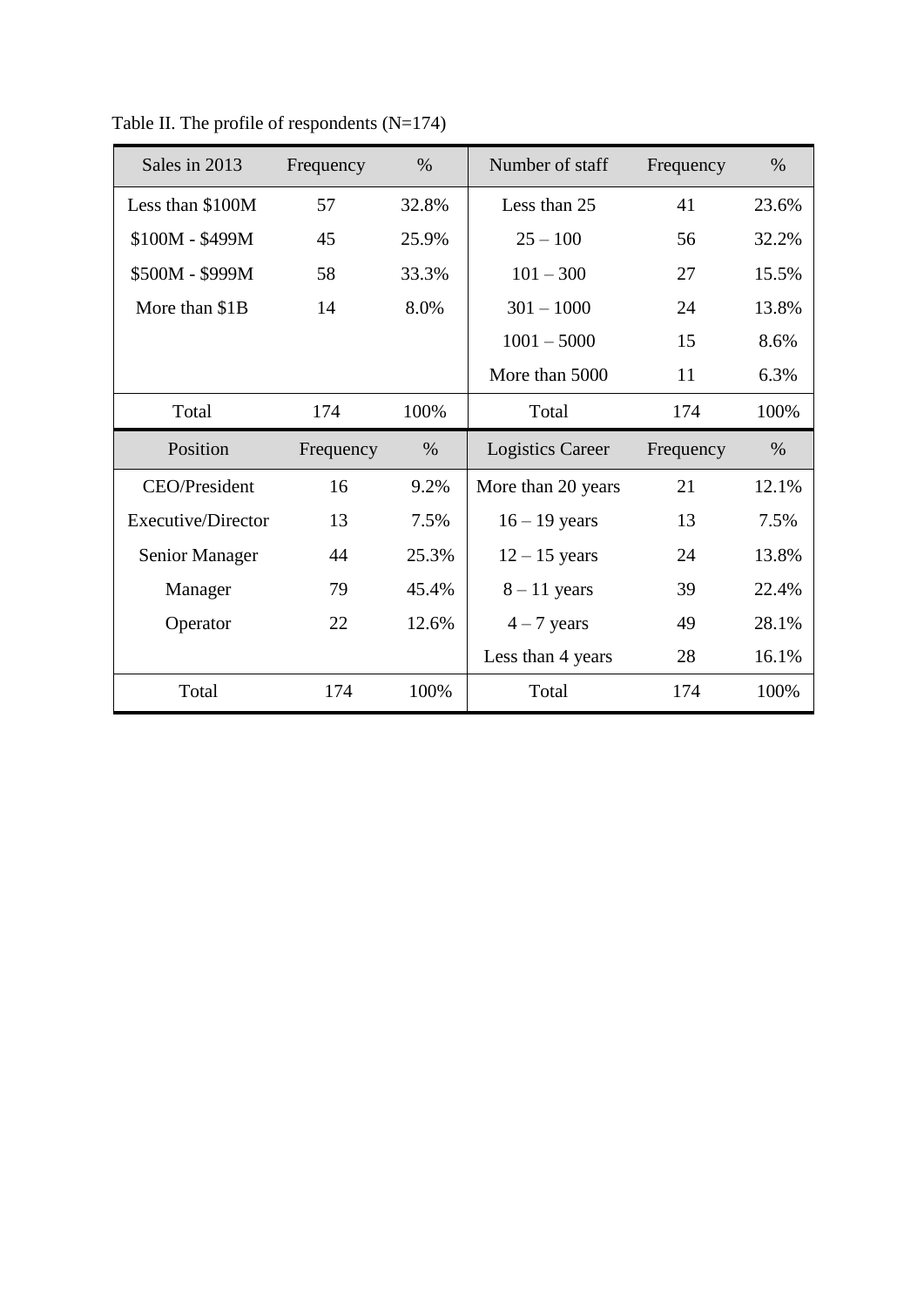Table II. The profile of respondents (N=174)

| Sales in 2013 | Frequency | % | Number of staff | Frequency | % |
|---|---|---|---|---|---|
| Less than $100M | 57 | 32.8% | Less than 25 | 41 | 23.6% |
| $100M - $499M | 45 | 25.9% | 25 – 100 | 56 | 32.2% |
| $500M - $999M | 58 | 33.3% | 101 – 300 | 27 | 15.5% |
| More than $1B | 14 | 8.0% | 301 – 1000 | 24 | 13.8% |
| | | | 1001 – 5000 | 15 | 8.6% |
| | | | More than 5000 | 11 | 6.3% |
| Total | 174 | 100% | Total | 174 | 100% |
| **Position** | **Frequency** | **%** | **Logistics Career** | **Frequency** | **%** |
| CEO/President | 16 | 9.2% | More than 20 years | 21 | 12.1% |
| Executive/Director | 13 | 7.5% | 16 – 19 years | 13 | 7.5% |
| Senior Manager | 44 | 25.3% | 12 – 15 years | 24 | 13.8% |
| Manager | 79 | 45.4% | 8 – 11 years | 39 | 22.4% |
| Operator | 22 | 12.6% | 4 – 7 years | 49 | 28.1% |
| | | | Less than 4 years | 28 | 16.1% |
| Total | 174 | 100% | Total | 174 | 100% |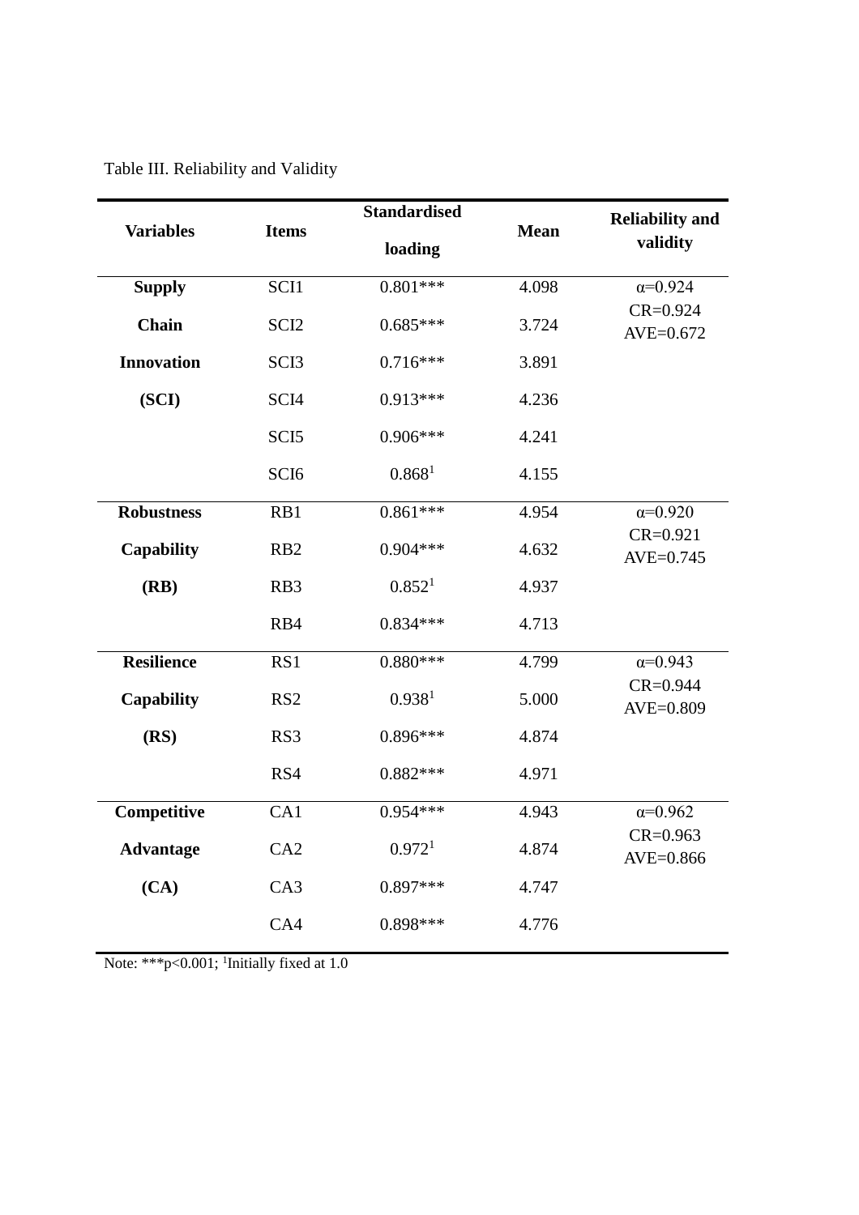Table III. Reliability and Validity

| Variables | Items | Standardised loading | Mean | Reliability and validity |
|---|---|---|---|---|
| **Supply Chain Innovation (SCI)** | SCI1 | 0.801*** | 4.098 | α=0.924 CR=0.924 AVE=0.672 |
| | SCI2 | 0.685*** | 3.724 | |
| | SCI3 | 0.716*** | 3.891 | |
| | SCI4 | 0.913*** | 4.236 | |
| | SCI5 | 0.906*** | 4.241 | |
| | SCI6 | 0.868[1] | 4.155 | |
| **Robustness Capability (RB)** | RB1 | 0.861*** | 4.954 | α=0.920 CR=0.921 AVE=0.745 |
| | RB2 | 0.904*** | 4.632 | |
| | RB3 | 0.852[1] | 4.937 | |
| | RB4 | 0.834*** | 4.713 | |
| **Resilience Capability (RS)** | RS1 | 0.880*** | 4.799 | α=0.943 CR=0.944 AVE=0.809 |
| | RS2 | 0.938[1] | 5.000 | |
| | RS3 | 0.896*** | 4.874 | |
| | RS4 | 0.882*** | 4.971 | |
| **Competitive Advantage (CA)** | CA1 | 0.954*** | 4.943 | α=0.962 CR=0.963 AVE=0.866 |
| | CA2 | 0.972[1] | 4.874 | |
| | CA3 | 0.897*** | 4.747 | |
| | CA4 | 0.898*** | 4.776 | |

Note: ***p<0.001; [1]Initially fixed at 1.0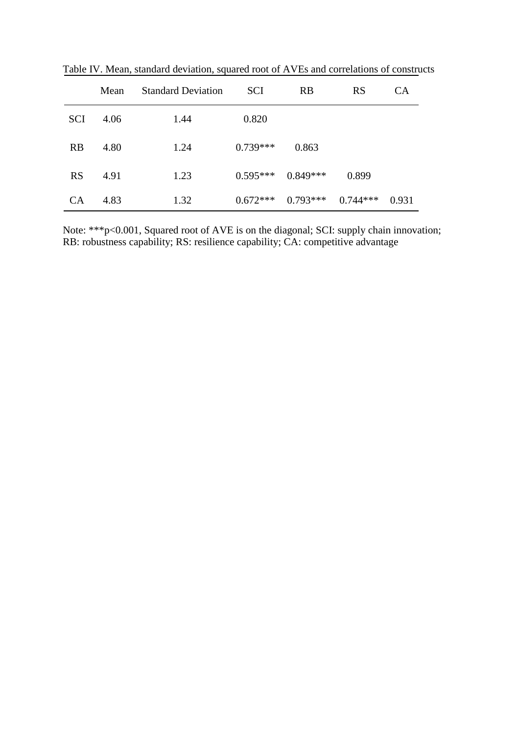Table IV. Mean, standard deviation, squared root of AVEs and correlations of constructs

| | Mean | Standard Deviation | SCI | RB | RS | CA |
|---|---|---|---|---|---|---|
| SCI | 4.06 | 1.44 | 0.820 | | | |
| RB | 4.80 | 1.24 | 0.739*** | 0.863 | | |
| RS | 4.91 | 1.23 | 0.595*** | 0.849*** | 0.899 | |
| CA | 4.83 | 1.32 | 0.672*** | 0.793*** | 0.744*** | 0.931 |

Note: ***p<0.001, Squared root of AVE is on the diagonal; SCI: supply chain innovation; RB: robustness capability; RS: resilience capability; CA: competitive advantage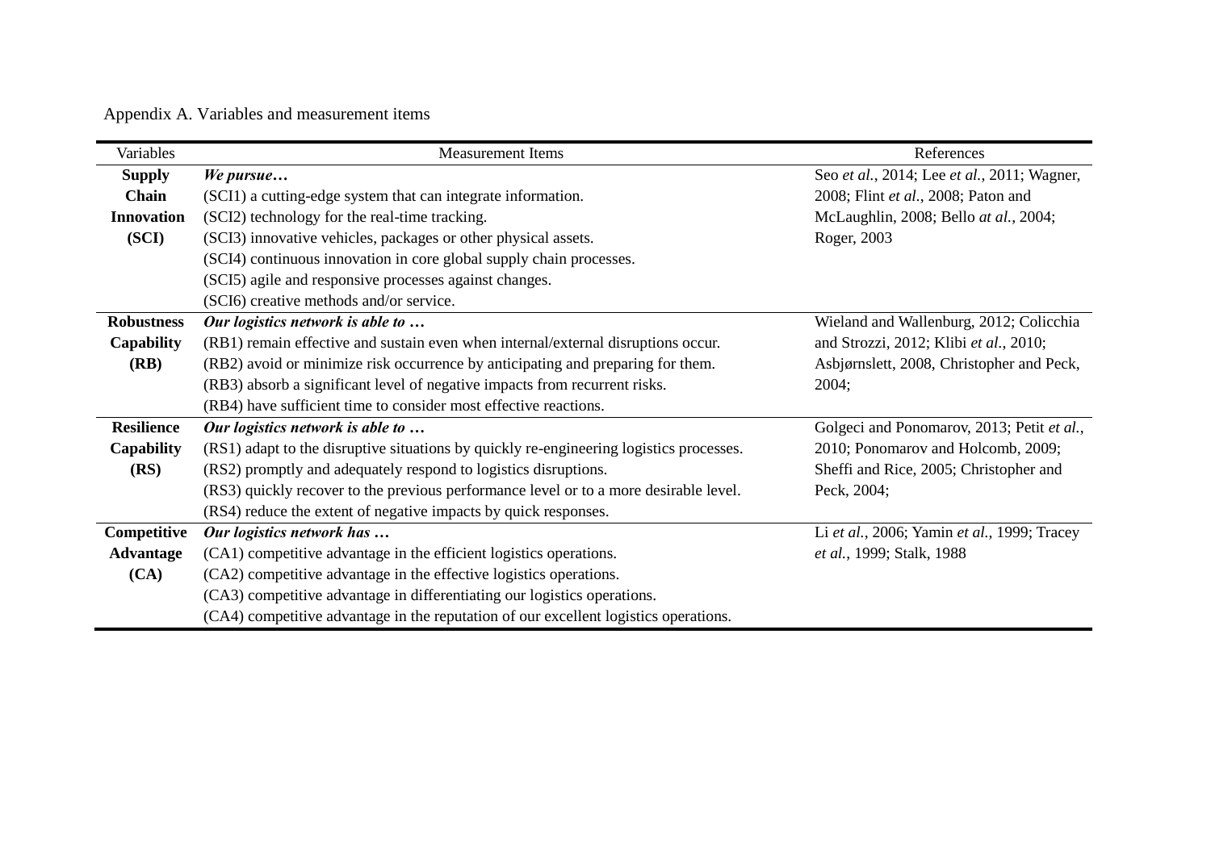Appendix A. Variables and measurement items

| Variables | Measurement Items | References |
| --- | --- | --- |
| **Supply Chain Innovation (SCI)** | ***We pursue…*** | Seo *et al.*, 2014; Lee *et al.*, 2011; Wagner, 2008; Flint *et al.*, 2008; Paton and McLaughlin, 2008; Bello *at al.*, 2004; Roger, 2003 |
| | (SCI1) a cutting-edge system that can integrate information. | |
| | (SCI2) technology for the real-time tracking. | |
| | (SCI3) innovative vehicles, packages or other physical assets. | |
| | (SCI4) continuous innovation in core global supply chain processes. | |
| | (SCI5) agile and responsive processes against changes. | |
| | (SCI6) creative methods and/or service. | |
| **Robustness Capability (RB)** | ***Our logistics network is able to …*** | Wieland and Wallenburg, 2012; Colicchia and Strozzi, 2012; Klibi *et al.*, 2010; Asbjørnslett, 2008, Christopher and Peck, 2004; |
| | (RB1) remain effective and sustain even when internal/external disruptions occur. | |
| | (RB2) avoid or minimize risk occurrence by anticipating and preparing for them. | |
| | (RB3) absorb a significant level of negative impacts from recurrent risks. | |
| | (RB4) have sufficient time to consider most effective reactions. | |
| **Resilience Capability (RS)** | ***Our logistics network is able to …*** | Golgeci and Ponomarov, 2013; Petit *et al.*, 2010; Ponomarov and Holcomb, 2009; Sheffi and Rice, 2005; Christopher and Peck, 2004; |
| | (RS1) adapt to the disruptive situations by quickly re-engineering logistics processes. | |
| | (RS2) promptly and adequately respond to logistics disruptions. | |
| | (RS3) quickly recover to the previous performance level or to a more desirable level. | |
| | (RS4) reduce the extent of negative impacts by quick responses. | |
| **Competitive Advantage (CA)** | ***Our logistics network has …*** | Li *et al.*, 2006; Yamin *et al.*, 1999; Tracey *et al.*, 1999; Stalk, 1988 |
| | (CA1) competitive advantage in the efficient logistics operations. | |
| | (CA2) competitive advantage in the effective logistics operations. | |
| | (CA3) competitive advantage in differentiating our logistics operations. | |
| | (CA4) competitive advantage in the reputation of our excellent logistics operations. | |